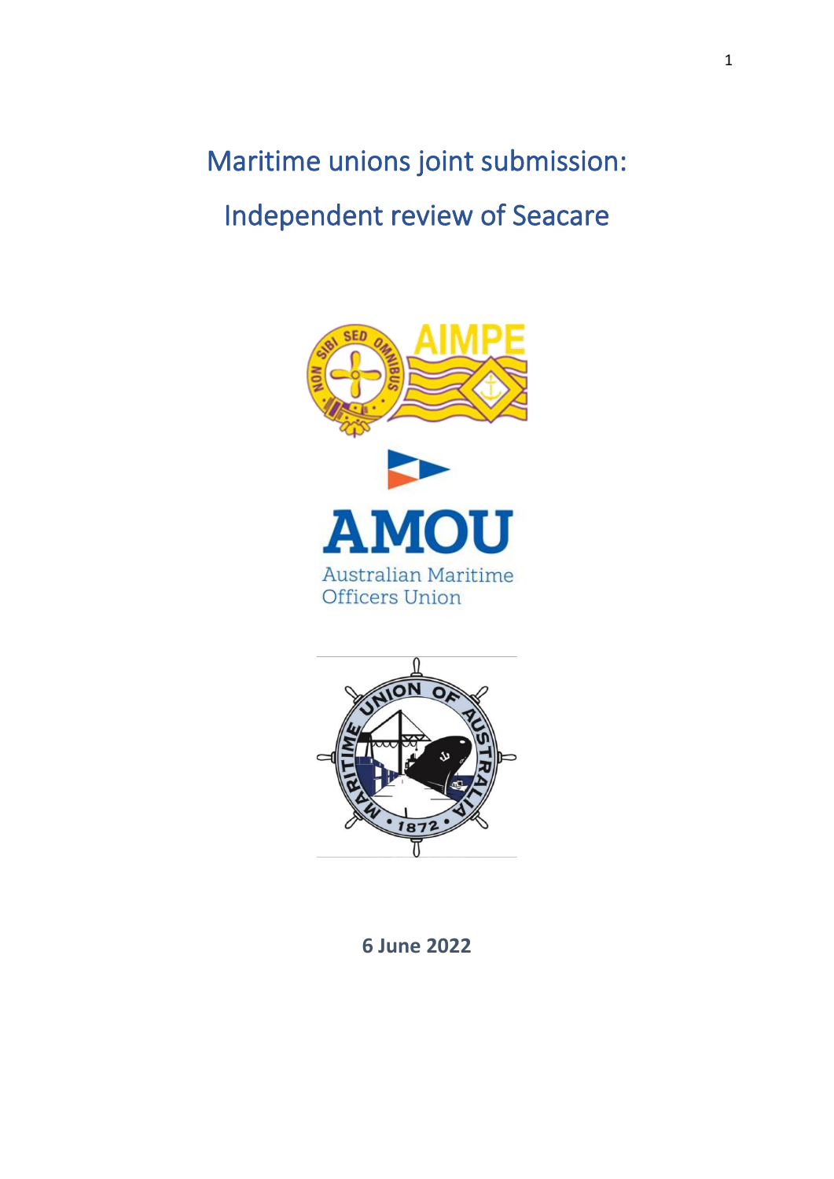# Maritime unions joint submission:

# Independent review of Seacare

AIMPE

AMOU

Australian Maritime Officers Union

**6 June 2022**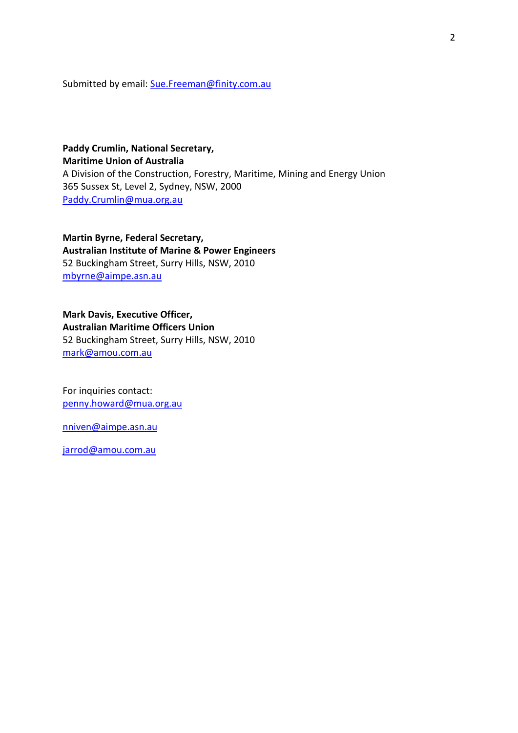Submitted by email: Sue.Freeman@finity.com.au

**Paddy Crumlin, National Secretary,**
**Maritime Union of Australia**
A Division of the Construction, Forestry, Maritime, Mining and Energy Union
365 Sussex St, Level 2, Sydney, NSW, 2000
Paddy.Crumlin@mua.org.au

**Martin Byrne, Federal Secretary,**
**Australian Institute of Marine & Power Engineers**
52 Buckingham Street, Surry Hills, NSW, 2010
mbyrne@aimpe.asn.au

**Mark Davis, Executive Officer,**
**Australian Maritime Officers Union**
52 Buckingham Street, Surry Hills, NSW, 2010
mark@amou.com.au

For inquiries contact:
penny.howard@mua.org.au

nniven@aimpe.asn.au

jarrod@amou.com.au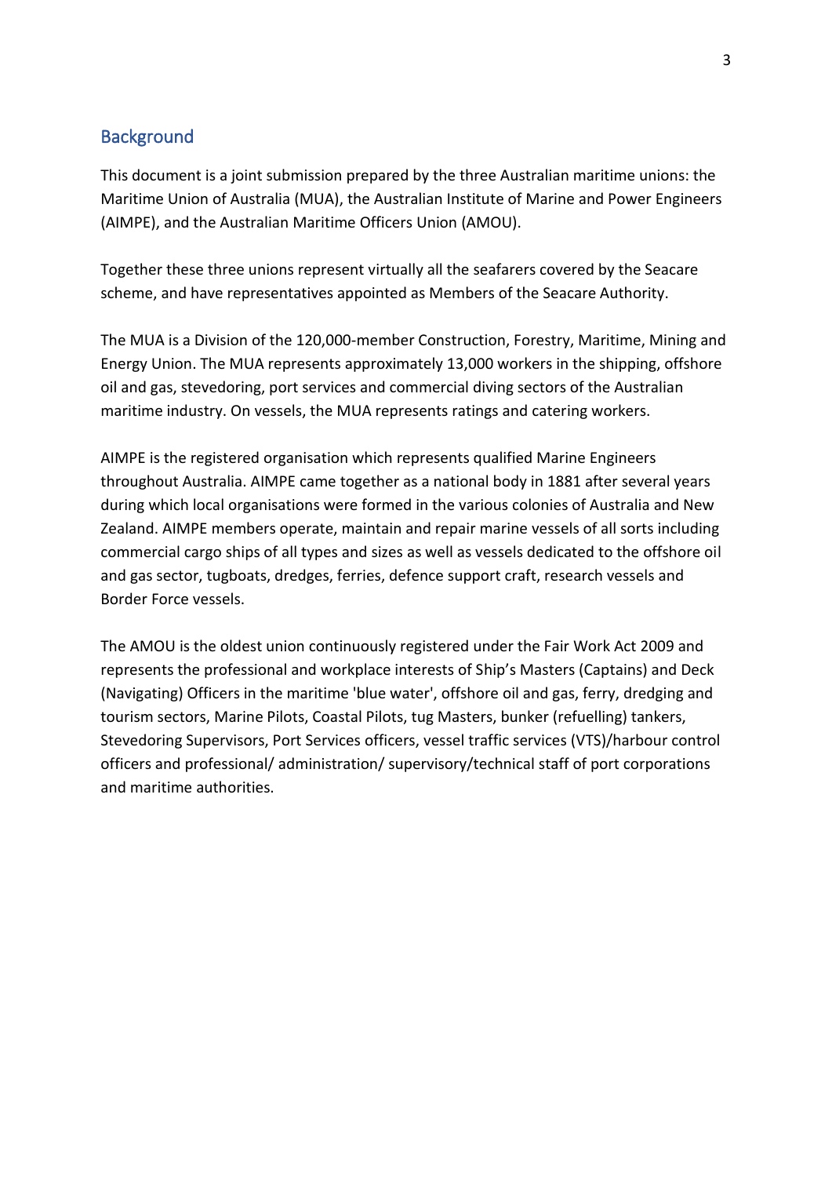## Background

This document is a joint submission prepared by the three Australian maritime unions: the Maritime Union of Australia (MUA), the Australian Institute of Marine and Power Engineers (AIMPE), and the Australian Maritime Officers Union (AMOU).

Together these three unions represent virtually all the seafarers covered by the Seacare scheme, and have representatives appointed as Members of the Seacare Authority.

The MUA is a Division of the 120,000-member Construction, Forestry, Maritime, Mining and Energy Union. The MUA represents approximately 13,000 workers in the shipping, offshore oil and gas, stevedoring, port services and commercial diving sectors of the Australian maritime industry. On vessels, the MUA represents ratings and catering workers.

AIMPE is the registered organisation which represents qualified Marine Engineers throughout Australia. AIMPE came together as a national body in 1881 after several years during which local organisations were formed in the various colonies of Australia and New Zealand. AIMPE members operate, maintain and repair marine vessels of all sorts including commercial cargo ships of all types and sizes as well as vessels dedicated to the offshore oil and gas sector, tugboats, dredges, ferries, defence support craft, research vessels and Border Force vessels.

The AMOU is the oldest union continuously registered under the Fair Work Act 2009 and represents the professional and workplace interests of Ship's Masters (Captains) and Deck (Navigating) Officers in the maritime 'blue water', offshore oil and gas, ferry, dredging and tourism sectors, Marine Pilots, Coastal Pilots, tug Masters, bunker (refuelling) tankers, Stevedoring Supervisors, Port Services officers, vessel traffic services (VTS)/harbour control officers and professional/ administration/ supervisory/technical staff of port corporations and maritime authorities.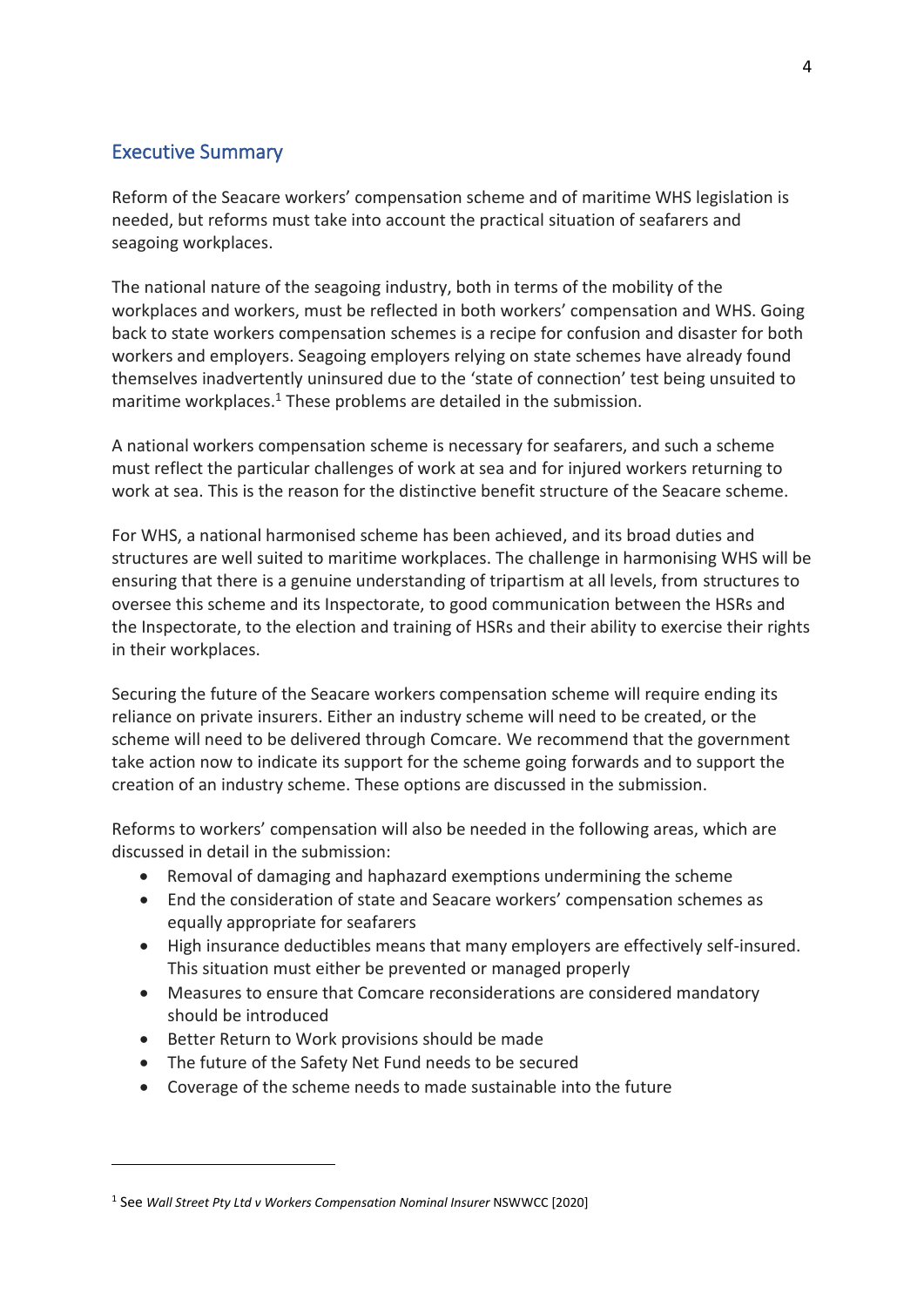## Executive Summary

Reform of the Seacare workers' compensation scheme and of maritime WHS legislation is needed, but reforms must take into account the practical situation of seafarers and seagoing workplaces.

The national nature of the seagoing industry, both in terms of the mobility of the workplaces and workers, must be reflected in both workers' compensation and WHS. Going back to state workers compensation schemes is a recipe for confusion and disaster for both workers and employers. Seagoing employers relying on state schemes have already found themselves inadvertently uninsured due to the 'state of connection' test being unsuited to maritime workplaces.[1] These problems are detailed in the submission.

A national workers compensation scheme is necessary for seafarers, and such a scheme must reflect the particular challenges of work at sea and for injured workers returning to work at sea. This is the reason for the distinctive benefit structure of the Seacare scheme.

For WHS, a national harmonised scheme has been achieved, and its broad duties and structures are well suited to maritime workplaces. The challenge in harmonising WHS will be ensuring that there is a genuine understanding of tripartism at all levels, from structures to oversee this scheme and its Inspectorate, to good communication between the HSRs and the Inspectorate, to the election and training of HSRs and their ability to exercise their rights in their workplaces.

Securing the future of the Seacare workers compensation scheme will require ending its reliance on private insurers. Either an industry scheme will need to be created, or the scheme will need to be delivered through Comcare. We recommend that the government take action now to indicate its support for the scheme going forwards and to support the creation of an industry scheme. These options are discussed in the submission.

Reforms to workers' compensation will also be needed in the following areas, which are discussed in detail in the submission:

- Removal of damaging and haphazard exemptions undermining the scheme
- End the consideration of state and Seacare workers' compensation schemes as equally appropriate for seafarers
- High insurance deductibles means that many employers are effectively self-insured. This situation must either be prevented or managed properly
- Measures to ensure that Comcare reconsiderations are considered mandatory should be introduced
- Better Return to Work provisions should be made
- The future of the Safety Net Fund needs to be secured
- Coverage of the scheme needs to made sustainable into the future

---

[1] See *Wall Street Pty Ltd v Workers Compensation Nominal Insurer* NSWWCC [2020]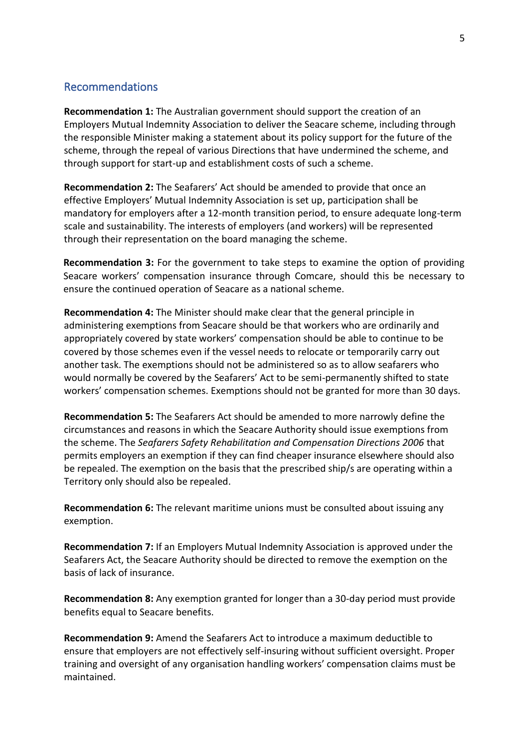## Recommendations

**Recommendation 1:** The Australian government should support the creation of an Employers Mutual Indemnity Association to deliver the Seacare scheme, including through the responsible Minister making a statement about its policy support for the future of the scheme, through the repeal of various Directions that have undermined the scheme, and through support for start-up and establishment costs of such a scheme.

**Recommendation 2:** The Seafarers' Act should be amended to provide that once an effective Employers' Mutual Indemnity Association is set up, participation shall be mandatory for employers after a 12-month transition period, to ensure adequate long-term scale and sustainability. The interests of employers (and workers) will be represented through their representation on the board managing the scheme.

**Recommendation 3:** For the government to take steps to examine the option of providing Seacare workers' compensation insurance through Comcare, should this be necessary to ensure the continued operation of Seacare as a national scheme.

**Recommendation 4:** The Minister should make clear that the general principle in administering exemptions from Seacare should be that workers who are ordinarily and appropriately covered by state workers' compensation should be able to continue to be covered by those schemes even if the vessel needs to relocate or temporarily carry out another task. The exemptions should not be administered so as to allow seafarers who would normally be covered by the Seafarers' Act to be semi-permanently shifted to state workers' compensation schemes. Exemptions should not be granted for more than 30 days.

**Recommendation 5:** The Seafarers Act should be amended to more narrowly define the circumstances and reasons in which the Seacare Authority should issue exemptions from the scheme. The *Seafarers Safety Rehabilitation and Compensation Directions 2006* that permits employers an exemption if they can find cheaper insurance elsewhere should also be repealed. The exemption on the basis that the prescribed ship/s are operating within a Territory only should also be repealed.

**Recommendation 6:** The relevant maritime unions must be consulted about issuing any exemption.

**Recommendation 7:** If an Employers Mutual Indemnity Association is approved under the Seafarers Act, the Seacare Authority should be directed to remove the exemption on the basis of lack of insurance.

**Recommendation 8:** Any exemption granted for longer than a 30-day period must provide benefits equal to Seacare benefits.

**Recommendation 9:** Amend the Seafarers Act to introduce a maximum deductible to ensure that employers are not effectively self-insuring without sufficient oversight. Proper training and oversight of any organisation handling workers' compensation claims must be maintained.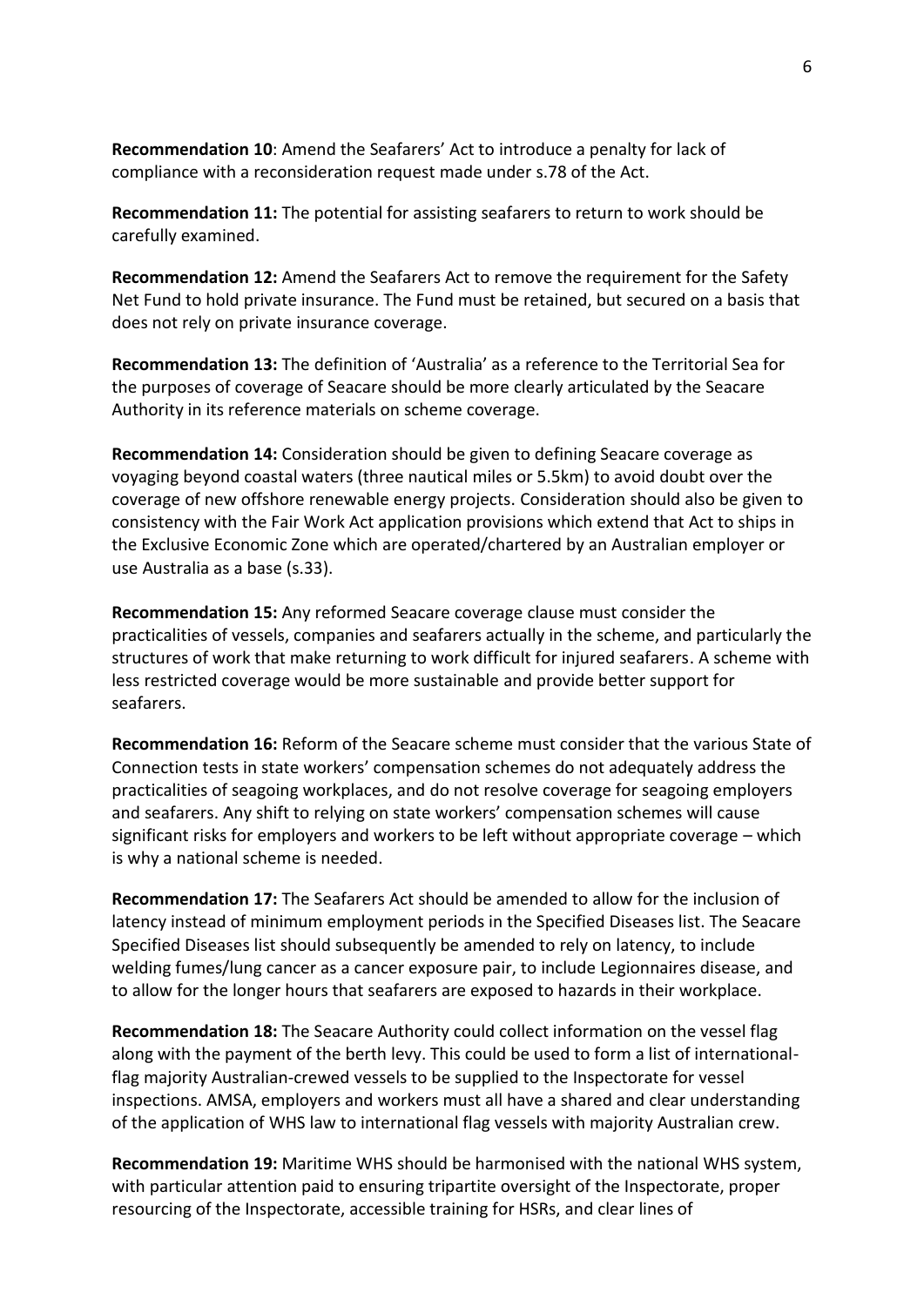**Recommendation 10**: Amend the Seafarers' Act to introduce a penalty for lack of compliance with a reconsideration request made under s.78 of the Act.

**Recommendation 11:** The potential for assisting seafarers to return to work should be carefully examined.

**Recommendation 12:** Amend the Seafarers Act to remove the requirement for the Safety Net Fund to hold private insurance. The Fund must be retained, but secured on a basis that does not rely on private insurance coverage.

**Recommendation 13:** The definition of 'Australia' as a reference to the Territorial Sea for the purposes of coverage of Seacare should be more clearly articulated by the Seacare Authority in its reference materials on scheme coverage.

**Recommendation 14:** Consideration should be given to defining Seacare coverage as voyaging beyond coastal waters (three nautical miles or 5.5km) to avoid doubt over the coverage of new offshore renewable energy projects. Consideration should also be given to consistency with the Fair Work Act application provisions which extend that Act to ships in the Exclusive Economic Zone which are operated/chartered by an Australian employer or use Australia as a base (s.33).

**Recommendation 15:** Any reformed Seacare coverage clause must consider the practicalities of vessels, companies and seafarers actually in the scheme, and particularly the structures of work that make returning to work difficult for injured seafarers. A scheme with less restricted coverage would be more sustainable and provide better support for seafarers.

**Recommendation 16:** Reform of the Seacare scheme must consider that the various State of Connection tests in state workers' compensation schemes do not adequately address the practicalities of seagoing workplaces, and do not resolve coverage for seagoing employers and seafarers. Any shift to relying on state workers' compensation schemes will cause significant risks for employers and workers to be left without appropriate coverage – which is why a national scheme is needed.

**Recommendation 17:** The Seafarers Act should be amended to allow for the inclusion of latency instead of minimum employment periods in the Specified Diseases list. The Seacare Specified Diseases list should subsequently be amended to rely on latency, to include welding fumes/lung cancer as a cancer exposure pair, to include Legionnaires disease, and to allow for the longer hours that seafarers are exposed to hazards in their workplace.

**Recommendation 18:** The Seacare Authority could collect information on the vessel flag along with the payment of the berth levy. This could be used to form a list of international-flag majority Australian-crewed vessels to be supplied to the Inspectorate for vessel inspections. AMSA, employers and workers must all have a shared and clear understanding of the application of WHS law to international flag vessels with majority Australian crew.

**Recommendation 19:** Maritime WHS should be harmonised with the national WHS system, with particular attention paid to ensuring tripartite oversight of the Inspectorate, proper resourcing of the Inspectorate, accessible training for HSRs, and clear lines of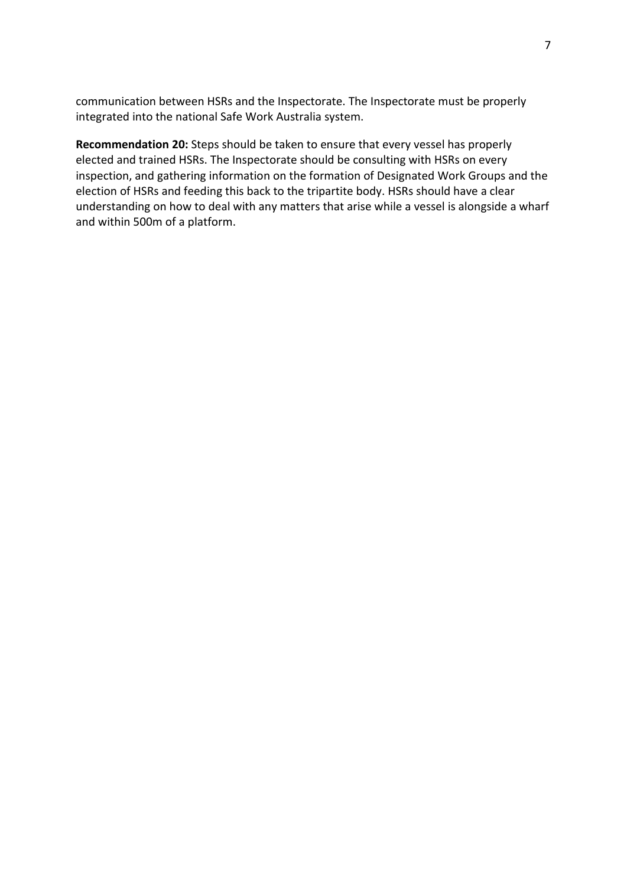communication between HSRs and the Inspectorate. The Inspectorate must be properly integrated into the national Safe Work Australia system.

**Recommendation 20:** Steps should be taken to ensure that every vessel has properly elected and trained HSRs. The Inspectorate should be consulting with HSRs on every inspection, and gathering information on the formation of Designated Work Groups and the election of HSRs and feeding this back to the tripartite body. HSRs should have a clear understanding on how to deal with any matters that arise while a vessel is alongside a wharf and within 500m of a platform.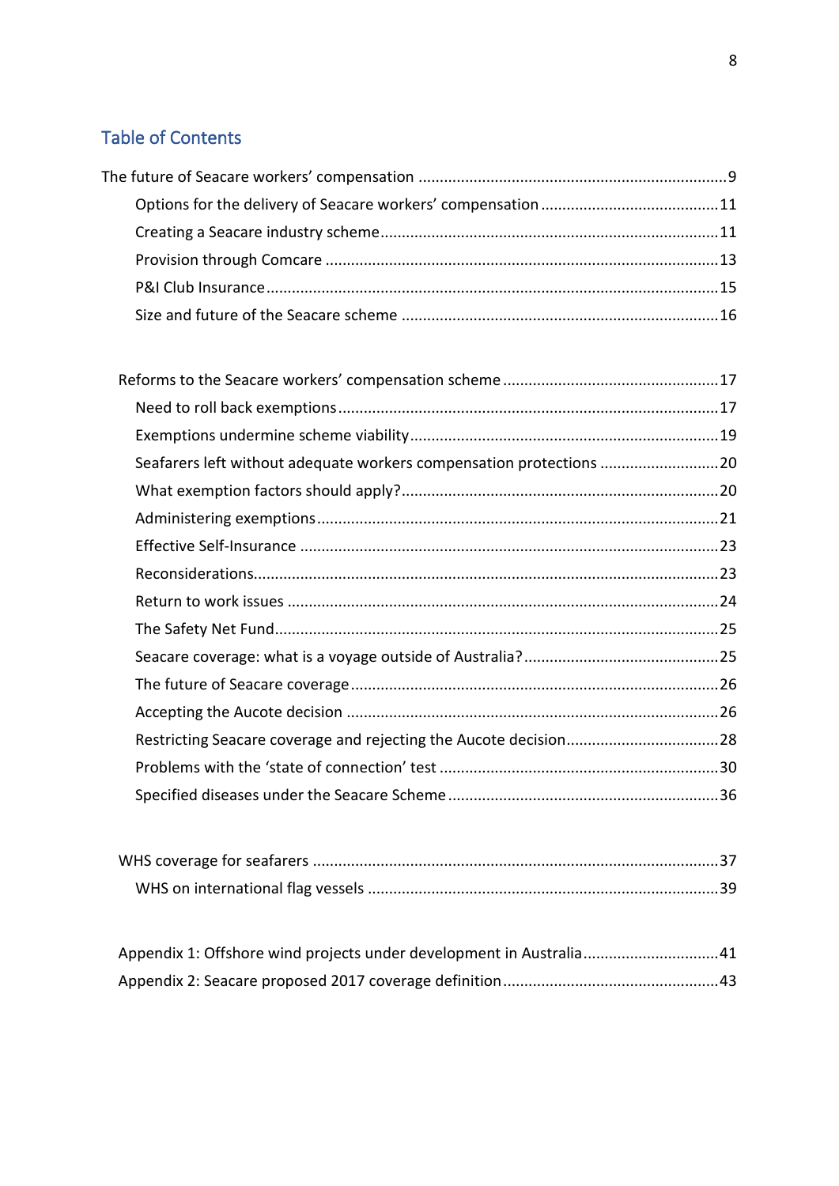## Table of Contents

The future of Seacare workers' compensation .......... 9
- Options for the delivery of Seacare workers' compensation .......... 11
- Creating a Seacare industry scheme .......... 11
- Provision through Comcare .......... 13
- P&I Club Insurance .......... 15
- Size and future of the Seacare scheme .......... 16

Reforms to the Seacare workers' compensation scheme .......... 17
- Need to roll back exemptions .......... 17
- Exemptions undermine scheme viability .......... 19
- Seafarers left without adequate workers compensation protections .......... 20
- What exemption factors should apply? .......... 20
- Administering exemptions .......... 21
- Effective Self-Insurance .......... 23
- Reconsiderations .......... 23
- Return to work issues .......... 24
- The Safety Net Fund .......... 25
- Seacare coverage: what is a voyage outside of Australia? .......... 25
- The future of Seacare coverage .......... 26
- Accepting the Aucote decision .......... 26
- Restricting Seacare coverage and rejecting the Aucote decision .......... 28
- Problems with the 'state of connection' test .......... 30
- Specified diseases under the Seacare Scheme .......... 36

WHS coverage for seafarers .......... 37
- WHS on international flag vessels .......... 39

Appendix 1: Offshore wind projects under development in Australia .......... 41

Appendix 2: Seacare proposed 2017 coverage definition .......... 43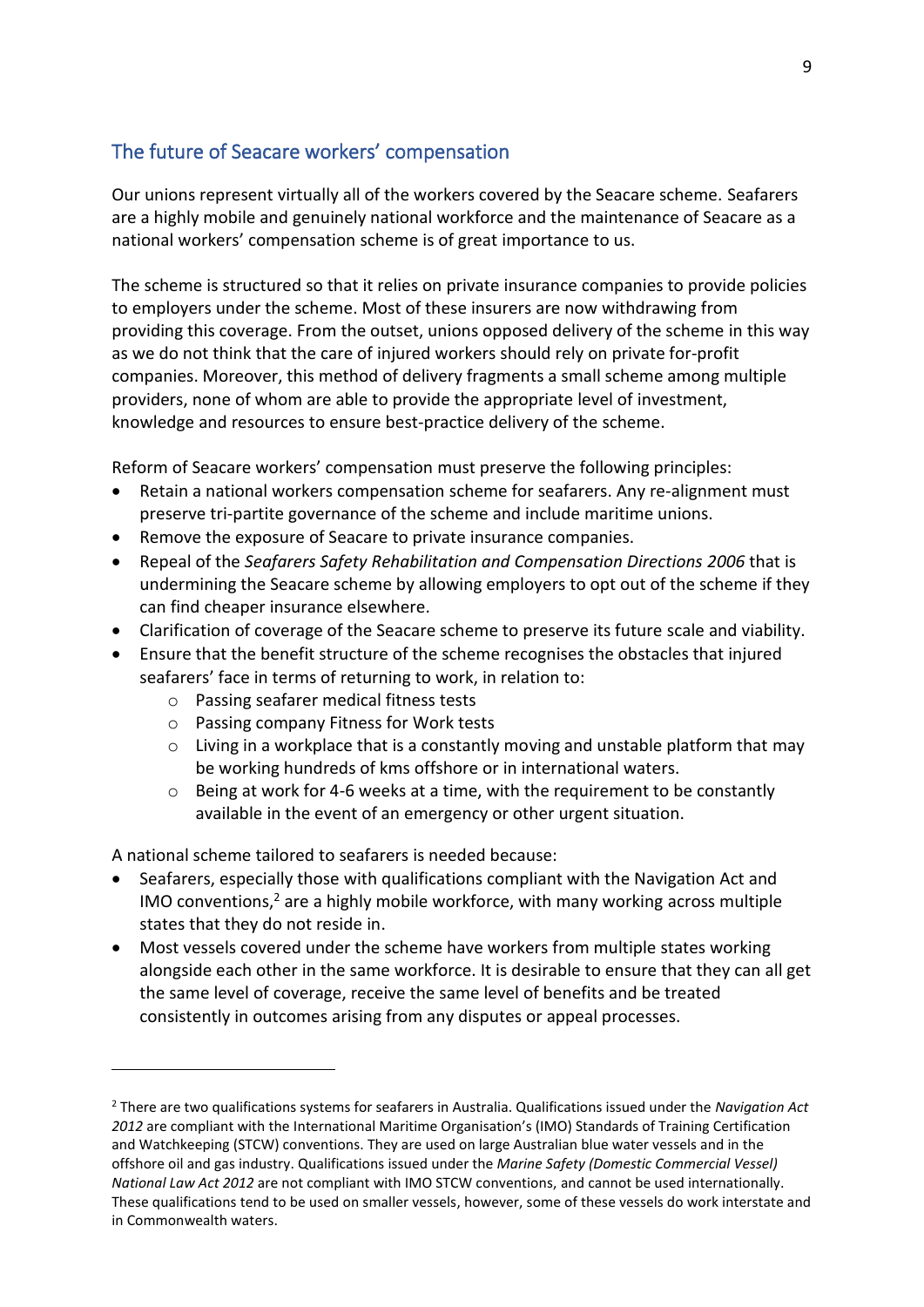## The future of Seacare workers' compensation

Our unions represent virtually all of the workers covered by the Seacare scheme. Seafarers are a highly mobile and genuinely national workforce and the maintenance of Seacare as a national workers' compensation scheme is of great importance to us.

The scheme is structured so that it relies on private insurance companies to provide policies to employers under the scheme. Most of these insurers are now withdrawing from providing this coverage. From the outset, unions opposed delivery of the scheme in this way as we do not think that the care of injured workers should rely on private for-profit companies. Moreover, this method of delivery fragments a small scheme among multiple providers, none of whom are able to provide the appropriate level of investment, knowledge and resources to ensure best-practice delivery of the scheme.

Reform of Seacare workers' compensation must preserve the following principles:

- Retain a national workers compensation scheme for seafarers. Any re-alignment must preserve tri-partite governance of the scheme and include maritime unions.
- Remove the exposure of Seacare to private insurance companies.
- Repeal of the *Seafarers Safety Rehabilitation and Compensation Directions 2006* that is undermining the Seacare scheme by allowing employers to opt out of the scheme if they can find cheaper insurance elsewhere.
- Clarification of coverage of the Seacare scheme to preserve its future scale and viability.
- Ensure that the benefit structure of the scheme recognises the obstacles that injured seafarers' face in terms of returning to work, in relation to:
  - Passing seafarer medical fitness tests
  - Passing company Fitness for Work tests
  - Living in a workplace that is a constantly moving and unstable platform that may be working hundreds of kms offshore or in international waters.
  - Being at work for 4-6 weeks at a time, with the requirement to be constantly available in the event of an emergency or other urgent situation.

A national scheme tailored to seafarers is needed because:

- Seafarers, especially those with qualifications compliant with the Navigation Act and IMO conventions,[2] are a highly mobile workforce, with many working across multiple states that they do not reside in.
- Most vessels covered under the scheme have workers from multiple states working alongside each other in the same workforce. It is desirable to ensure that they can all get the same level of coverage, receive the same level of benefits and be treated consistently in outcomes arising from any disputes or appeal processes.

---

[2] There are two qualifications systems for seafarers in Australia. Qualifications issued under the *Navigation Act 2012* are compliant with the International Maritime Organisation's (IMO) Standards of Training Certification and Watchkeeping (STCW) conventions. They are used on large Australian blue water vessels and in the offshore oil and gas industry. Qualifications issued under the *Marine Safety (Domestic Commercial Vessel) National Law Act 2012* are not compliant with IMO STCW conventions, and cannot be used internationally. These qualifications tend to be used on smaller vessels, however, some of these vessels do work interstate and in Commonwealth waters.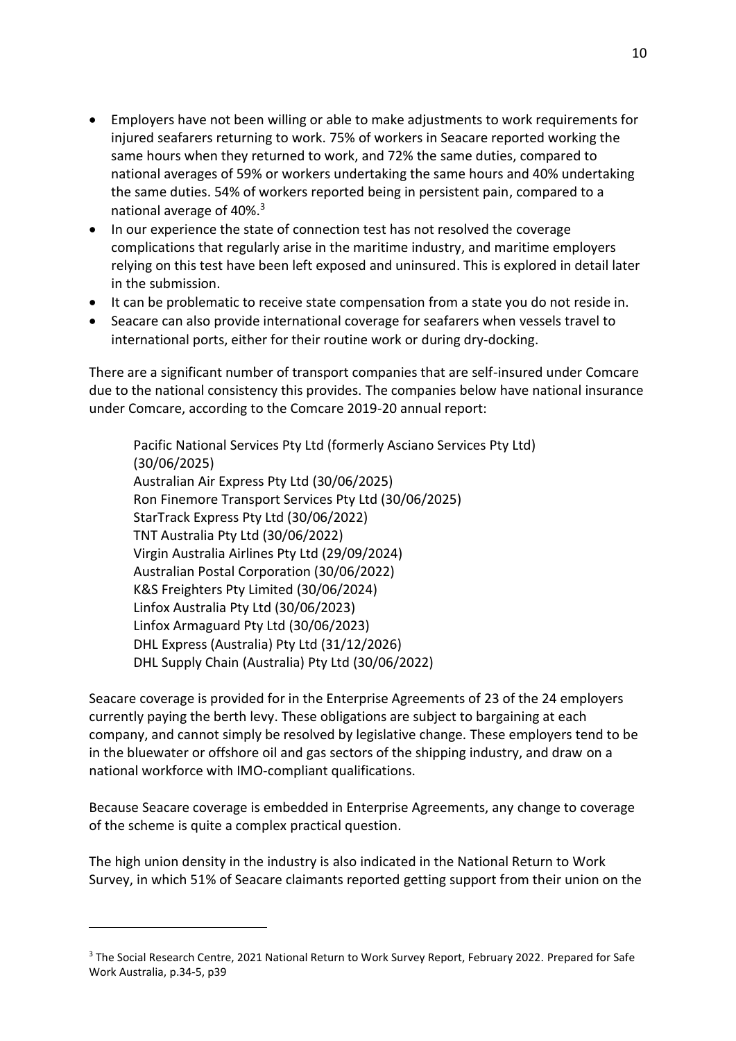- Employers have not been willing or able to make adjustments to work requirements for injured seafarers returning to work. 75% of workers in Seacare reported working the same hours when they returned to work, and 72% the same duties, compared to national averages of 59% or workers undertaking the same hours and 40% undertaking the same duties. 54% of workers reported being in persistent pain, compared to a national average of 40%.[3]
- In our experience the state of connection test has not resolved the coverage complications that regularly arise in the maritime industry, and maritime employers relying on this test have been left exposed and uninsured. This is explored in detail later in the submission.
- It can be problematic to receive state compensation from a state you do not reside in.
- Seacare can also provide international coverage for seafarers when vessels travel to international ports, either for their routine work or during dry-docking.

There are a significant number of transport companies that are self-insured under Comcare due to the national consistency this provides. The companies below have national insurance under Comcare, according to the Comcare 2019-20 annual report:

> Pacific National Services Pty Ltd (formerly Asciano Services Pty Ltd) (30/06/2025)
> Australian Air Express Pty Ltd (30/06/2025)
> Ron Finemore Transport Services Pty Ltd (30/06/2025)
> StarTrack Express Pty Ltd (30/06/2022)
> TNT Australia Pty Ltd (30/06/2022)
> Virgin Australia Airlines Pty Ltd (29/09/2024)
> Australian Postal Corporation (30/06/2022)
> K&S Freighters Pty Limited (30/06/2024)
> Linfox Australia Pty Ltd (30/06/2023)
> Linfox Armaguard Pty Ltd (30/06/2023)
> DHL Express (Australia) Pty Ltd (31/12/2026)
> DHL Supply Chain (Australia) Pty Ltd (30/06/2022)

Seacare coverage is provided for in the Enterprise Agreements of 23 of the 24 employers currently paying the berth levy. These obligations are subject to bargaining at each company, and cannot simply be resolved by legislative change. These employers tend to be in the bluewater or offshore oil and gas sectors of the shipping industry, and draw on a national workforce with IMO-compliant qualifications.

Because Seacare coverage is embedded in Enterprise Agreements, any change to coverage of the scheme is quite a complex practical question.

The high union density in the industry is also indicated in the National Return to Work Survey, in which 51% of Seacare claimants reported getting support from their union on the

[3] The Social Research Centre, 2021 National Return to Work Survey Report, February 2022. Prepared for Safe Work Australia, p.34-5, p39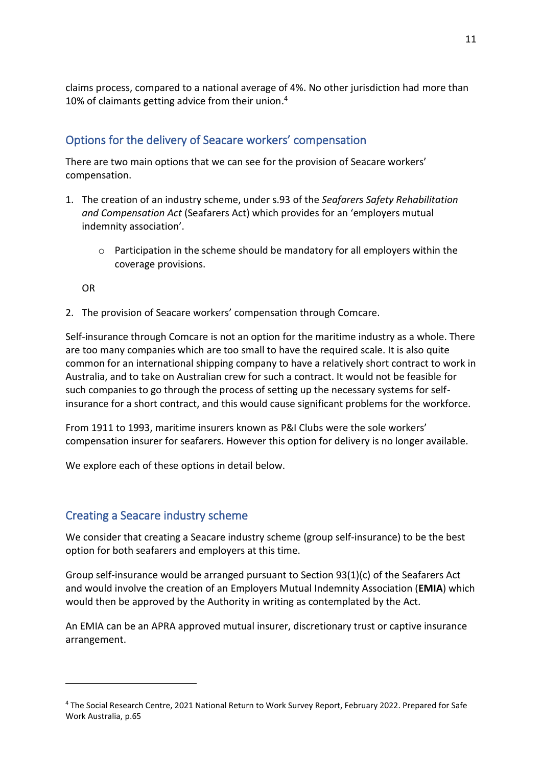claims process, compared to a national average of 4%. No other jurisdiction had more than 10% of claimants getting advice from their union.[4]

## Options for the delivery of Seacare workers' compensation

There are two main options that we can see for the provision of Seacare workers' compensation.

1. The creation of an industry scheme, under s.93 of the *Seafarers Safety Rehabilitation and Compensation Act* (Seafarers Act) which provides for an 'employers mutual indemnity association'.
    - Participation in the scheme should be mandatory for all employers within the coverage provisions.

   OR

2. The provision of Seacare workers' compensation through Comcare.

Self-insurance through Comcare is not an option for the maritime industry as a whole. There are too many companies which are too small to have the required scale. It is also quite common for an international shipping company to have a relatively short contract to work in Australia, and to take on Australian crew for such a contract. It would not be feasible for such companies to go through the process of setting up the necessary systems for self-insurance for a short contract, and this would cause significant problems for the workforce.

From 1911 to 1993, maritime insurers known as P&I Clubs were the sole workers' compensation insurer for seafarers. However this option for delivery is no longer available.

We explore each of these options in detail below.

## Creating a Seacare industry scheme

We consider that creating a Seacare industry scheme (group self-insurance) to be the best option for both seafarers and employers at this time.

Group self-insurance would be arranged pursuant to Section 93(1)(c) of the Seafarers Act and would involve the creation of an Employers Mutual Indemnity Association (**EMIA**) which would then be approved by the Authority in writing as contemplated by the Act.

An EMIA can be an APRA approved mutual insurer, discretionary trust or captive insurance arrangement.

[4] The Social Research Centre, 2021 National Return to Work Survey Report, February 2022. Prepared for Safe Work Australia, p.65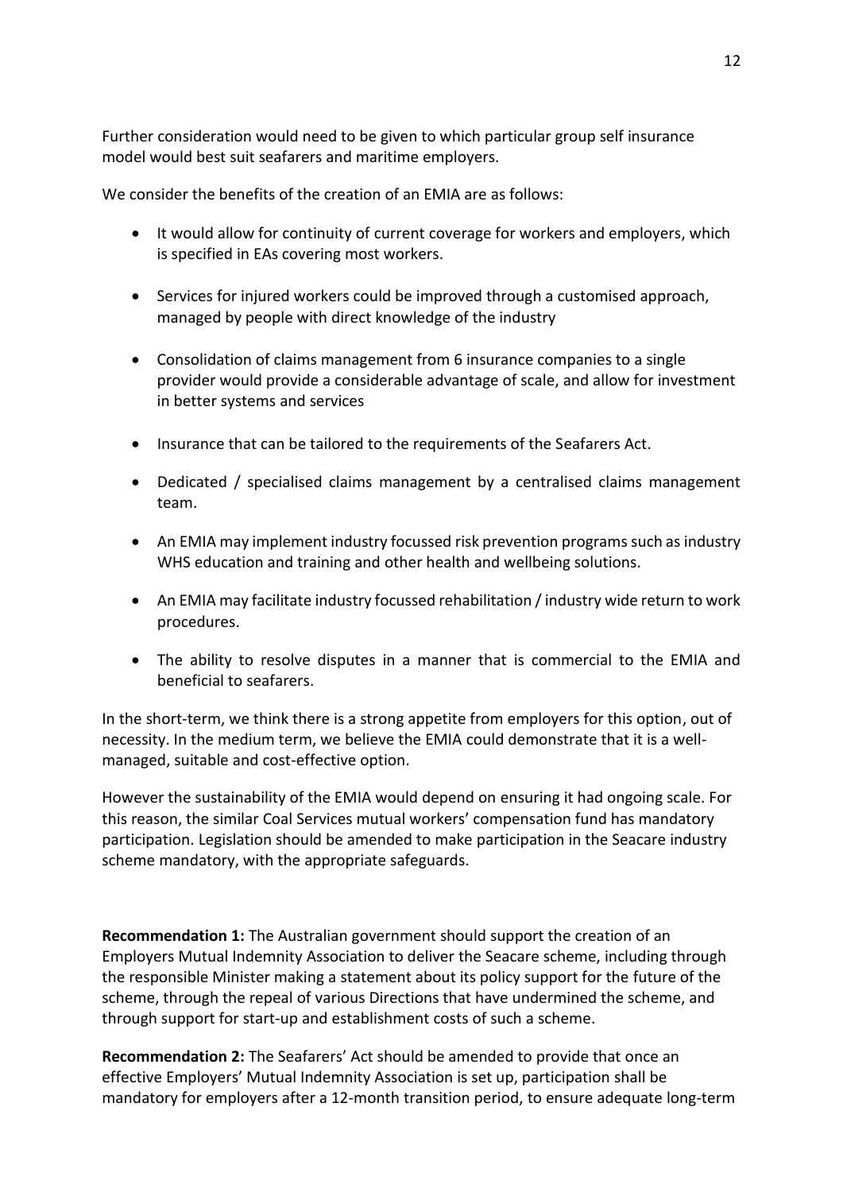Further consideration would need to be given to which particular group self insurance model would best suit seafarers and maritime employers.

We consider the benefits of the creation of an EMIA are as follows:

- It would allow for continuity of current coverage for workers and employers, which is specified in EAs covering most workers.
- Services for injured workers could be improved through a customised approach, managed by people with direct knowledge of the industry
- Consolidation of claims management from 6 insurance companies to a single provider would provide a considerable advantage of scale, and allow for investment in better systems and services
- Insurance that can be tailored to the requirements of the Seafarers Act.
- Dedicated / specialised claims management by a centralised claims management team.
- An EMIA may implement industry focussed risk prevention programs such as industry WHS education and training and other health and wellbeing solutions.
- An EMIA may facilitate industry focussed rehabilitation / industry wide return to work procedures.
- The ability to resolve disputes in a manner that is commercial to the EMIA and beneficial to seafarers.

In the short-term, we think there is a strong appetite from employers for this option, out of necessity. In the medium term, we believe the EMIA could demonstrate that it is a well-managed, suitable and cost-effective option.

However the sustainability of the EMIA would depend on ensuring it had ongoing scale. For this reason, the similar Coal Services mutual workers' compensation fund has mandatory participation. Legislation should be amended to make participation in the Seacare industry scheme mandatory, with the appropriate safeguards.

**Recommendation 1:** The Australian government should support the creation of an Employers Mutual Indemnity Association to deliver the Seacare scheme, including through the responsible Minister making a statement about its policy support for the future of the scheme, through the repeal of various Directions that have undermined the scheme, and through support for start-up and establishment costs of such a scheme.

**Recommendation 2:** The Seafarers' Act should be amended to provide that once an effective Employers' Mutual Indemnity Association is set up, participation shall be mandatory for employers after a 12-month transition period, to ensure adequate long-term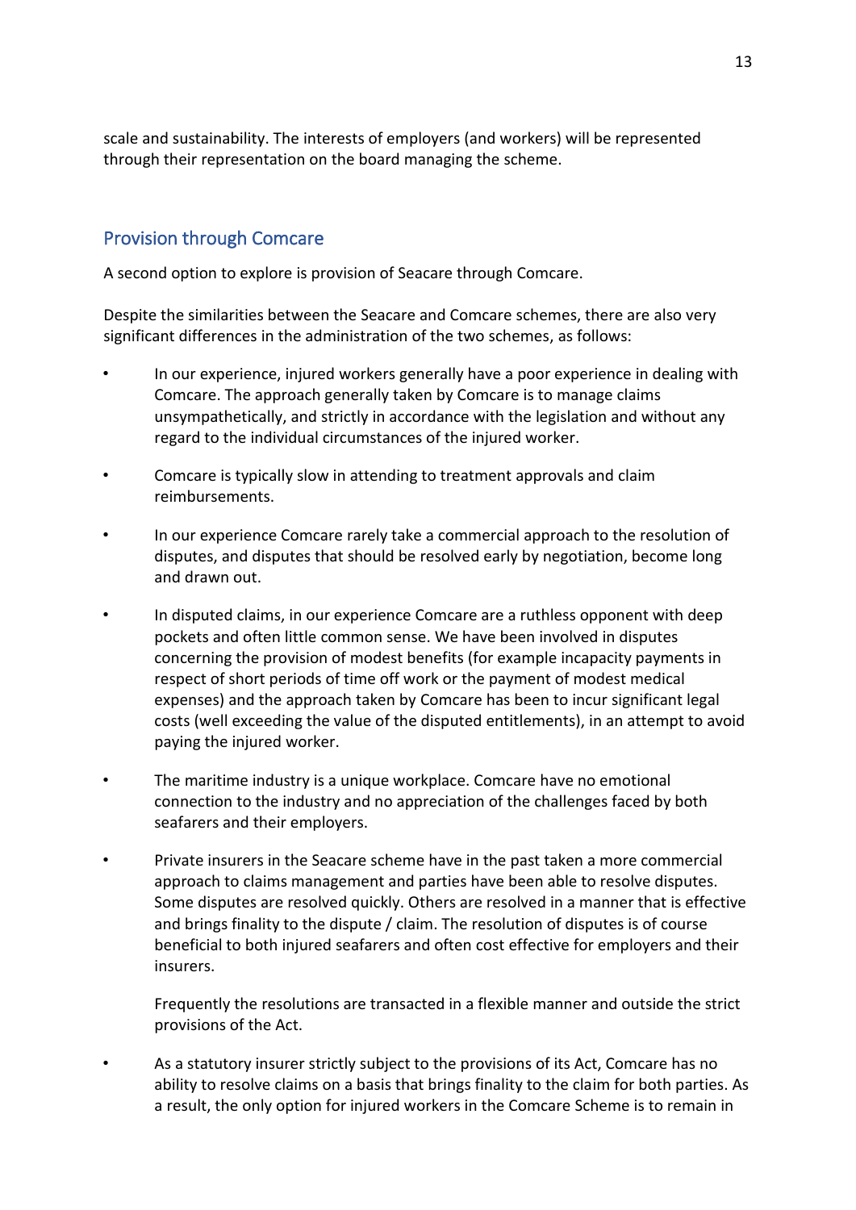scale and sustainability. The interests of employers (and workers) will be represented through their representation on the board managing the scheme.

## Provision through Comcare

A second option to explore is provision of Seacare through Comcare.

Despite the similarities between the Seacare and Comcare schemes, there are also very significant differences in the administration of the two schemes, as follows:

- In our experience, injured workers generally have a poor experience in dealing with Comcare. The approach generally taken by Comcare is to manage claims unsympathetically, and strictly in accordance with the legislation and without any regard to the individual circumstances of the injured worker.

- Comcare is typically slow in attending to treatment approvals and claim reimbursements.

- In our experience Comcare rarely take a commercial approach to the resolution of disputes, and disputes that should be resolved early by negotiation, become long and drawn out.

- In disputed claims, in our experience Comcare are a ruthless opponent with deep pockets and often little common sense. We have been involved in disputes concerning the provision of modest benefits (for example incapacity payments in respect of short periods of time off work or the payment of modest medical expenses) and the approach taken by Comcare has been to incur significant legal costs (well exceeding the value of the disputed entitlements), in an attempt to avoid paying the injured worker.

- The maritime industry is a unique workplace. Comcare have no emotional connection to the industry and no appreciation of the challenges faced by both seafarers and their employers.

- Private insurers in the Seacare scheme have in the past taken a more commercial approach to claims management and parties have been able to resolve disputes. Some disputes are resolved quickly. Others are resolved in a manner that is effective and brings finality to the dispute / claim. The resolution of disputes is of course beneficial to both injured seafarers and often cost effective for employers and their insurers.

  Frequently the resolutions are transacted in a flexible manner and outside the strict provisions of the Act.

- As a statutory insurer strictly subject to the provisions of its Act, Comcare has no ability to resolve claims on a basis that brings finality to the claim for both parties. As a result, the only option for injured workers in the Comcare Scheme is to remain in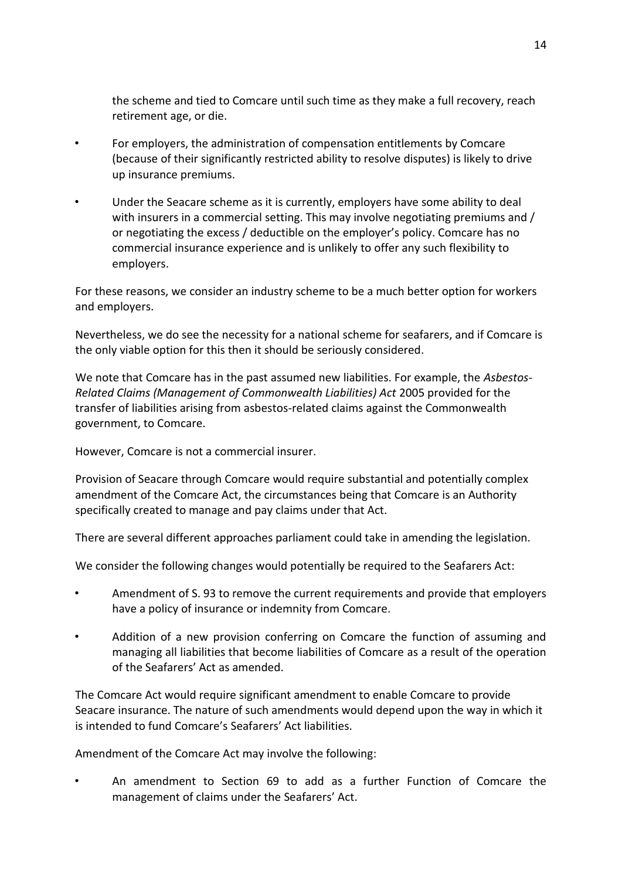the scheme and tied to Comcare until such time as they make a full recovery, reach retirement age, or die.

- For employers, the administration of compensation entitlements by Comcare (because of their significantly restricted ability to resolve disputes) is likely to drive up insurance premiums.
- Under the Seacare scheme as it is currently, employers have some ability to deal with insurers in a commercial setting. This may involve negotiating premiums and / or negotiating the excess / deductible on the employer's policy. Comcare has no commercial insurance experience and is unlikely to offer any such flexibility to employers.

For these reasons, we consider an industry scheme to be a much better option for workers and employers.

Nevertheless, we do see the necessity for a national scheme for seafarers, and if Comcare is the only viable option for this then it should be seriously considered.

We note that Comcare has in the past assumed new liabilities. For example, the *Asbestos-Related Claims (Management of Commonwealth Liabilities) Act* 2005 provided for the transfer of liabilities arising from asbestos-related claims against the Commonwealth government, to Comcare.

However, Comcare is not a commercial insurer.

Provision of Seacare through Comcare would require substantial and potentially complex amendment of the Comcare Act, the circumstances being that Comcare is an Authority specifically created to manage and pay claims under that Act.

There are several different approaches parliament could take in amending the legislation.

We consider the following changes would potentially be required to the Seafarers Act:

- Amendment of S. 93 to remove the current requirements and provide that employers have a policy of insurance or indemnity from Comcare.
- Addition of a new provision conferring on Comcare the function of assuming and managing all liabilities that become liabilities of Comcare as a result of the operation of the Seafarers' Act as amended.

The Comcare Act would require significant amendment to enable Comcare to provide Seacare insurance. The nature of such amendments would depend upon the way in which it is intended to fund Comcare's Seafarers' Act liabilities.

Amendment of the Comcare Act may involve the following:

- An amendment to Section 69 to add as a further Function of Comcare the management of claims under the Seafarers' Act.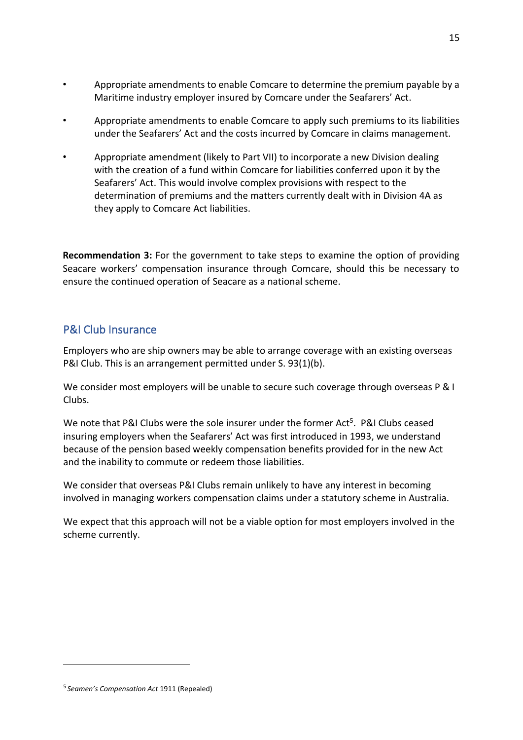- Appropriate amendments to enable Comcare to determine the premium payable by a Maritime industry employer insured by Comcare under the Seafarers' Act.
- Appropriate amendments to enable Comcare to apply such premiums to its liabilities under the Seafarers' Act and the costs incurred by Comcare in claims management.
- Appropriate amendment (likely to Part VII) to incorporate a new Division dealing with the creation of a fund within Comcare for liabilities conferred upon it by the Seafarers' Act. This would involve complex provisions with respect to the determination of premiums and the matters currently dealt with in Division 4A as they apply to Comcare Act liabilities.

**Recommendation 3:** For the government to take steps to examine the option of providing Seacare workers' compensation insurance through Comcare, should this be necessary to ensure the continued operation of Seacare as a national scheme.

## P&I Club Insurance

Employers who are ship owners may be able to arrange coverage with an existing overseas P&I Club. This is an arrangement permitted under S. 93(1)(b).

We consider most employers will be unable to secure such coverage through overseas P & I Clubs.

We note that P&I Clubs were the sole insurer under the former Act[5]. P&I Clubs ceased insuring employers when the Seafarers' Act was first introduced in 1993, we understand because of the pension based weekly compensation benefits provided for in the new Act and the inability to commute or redeem those liabilities.

We consider that overseas P&I Clubs remain unlikely to have any interest in becoming involved in managing workers compensation claims under a statutory scheme in Australia.

We expect that this approach will not be a viable option for most employers involved in the scheme currently.

[5] *Seamen's Compensation Act* 1911 (Repealed)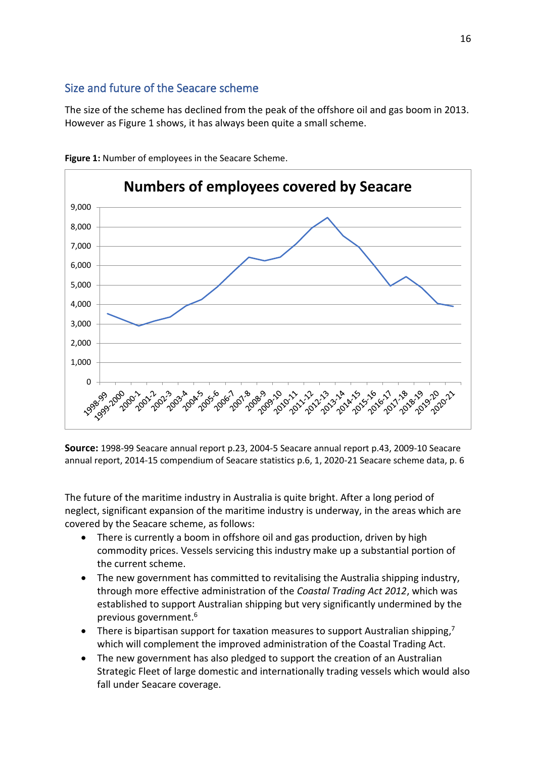## Size and future of the Seacare scheme

The size of the scheme has declined from the peak of the offshore oil and gas boom in 2013. However as Figure 1 shows, it has always been quite a small scheme.

**Figure 1:** Number of employees in the Seacare Scheme.

**Source:** 1998-99 Seacare annual report p.23, 2004-5 Seacare annual report p.43, 2009-10 Seacare annual report, 2014-15 compendium of Seacare statistics p.6, 1, 2020-21 Seacare scheme data, p. 6

The future of the maritime industry in Australia is quite bright. After a long period of neglect, significant expansion of the maritime industry is underway, in the areas which are covered by the Seacare scheme, as follows:

- There is currently a boom in offshore oil and gas production, driven by high commodity prices. Vessels servicing this industry make up a substantial portion of the current scheme.
- The new government has committed to revitalising the Australia shipping industry, through more effective administration of the *Coastal Trading Act 2012*, which was established to support Australian shipping but very significantly undermined by the previous government.[6]
- There is bipartisan support for taxation measures to support Australian shipping,[7] which will complement the improved administration of the Coastal Trading Act.
- The new government has also pledged to support the creation of an Australian Strategic Fleet of large domestic and internationally trading vessels which would also fall under Seacare coverage.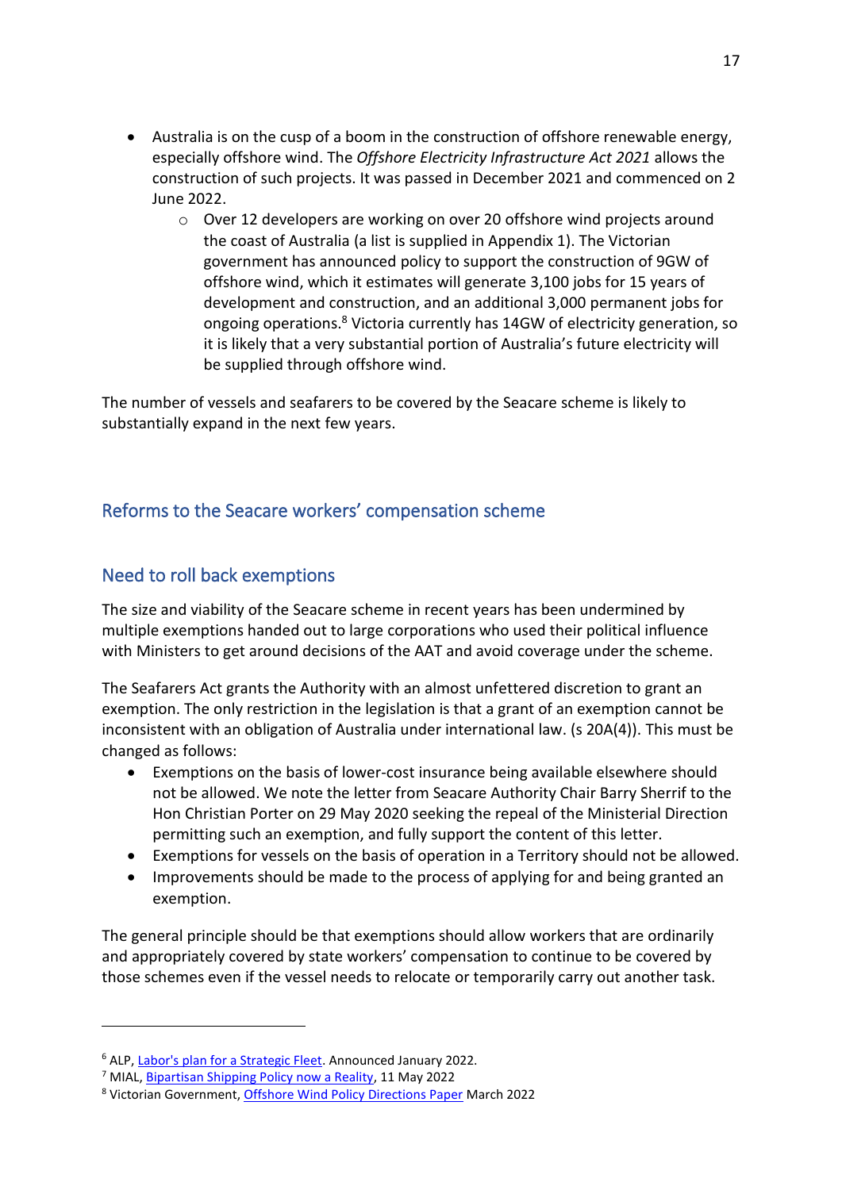- Australia is on the cusp of a boom in the construction of offshore renewable energy, especially offshore wind. The *Offshore Electricity Infrastructure Act 2021* allows the construction of such projects. It was passed in December 2021 and commenced on 2 June 2022.
    - Over 12 developers are working on over 20 offshore wind projects around the coast of Australia (a list is supplied in Appendix 1). The Victorian government has announced policy to support the construction of 9GW of offshore wind, which it estimates will generate 3,100 jobs for 15 years of development and construction, and an additional 3,000 permanent jobs for ongoing operations.[8] Victoria currently has 14GW of electricity generation, so it is likely that a very substantial portion of Australia's future electricity will be supplied through offshore wind.

The number of vessels and seafarers to be covered by the Seacare scheme is likely to substantially expand in the next few years.

## Reforms to the Seacare workers' compensation scheme

## Need to roll back exemptions

The size and viability of the Seacare scheme in recent years has been undermined by multiple exemptions handed out to large corporations who used their political influence with Ministers to get around decisions of the AAT and avoid coverage under the scheme.

The Seafarers Act grants the Authority with an almost unfettered discretion to grant an exemption. The only restriction in the legislation is that a grant of an exemption cannot be inconsistent with an obligation of Australia under international law. (s 20A(4)). This must be changed as follows:

- Exemptions on the basis of lower-cost insurance being available elsewhere should not be allowed. We note the letter from Seacare Authority Chair Barry Sherrif to the Hon Christian Porter on 29 May 2020 seeking the repeal of the Ministerial Direction permitting such an exemption, and fully support the content of this letter.
- Exemptions for vessels on the basis of operation in a Territory should not be allowed.
- Improvements should be made to the process of applying for and being granted an exemption.

The general principle should be that exemptions should allow workers that are ordinarily and appropriately covered by state workers' compensation to continue to be covered by those schemes even if the vessel needs to relocate or temporarily carry out another task.

---

[6] ALP, Labor's plan for a Strategic Fleet. Announced January 2022.

[7] MIAL, Bipartisan Shipping Policy now a Reality, 11 May 2022

[8] Victorian Government, Offshore Wind Policy Directions Paper March 2022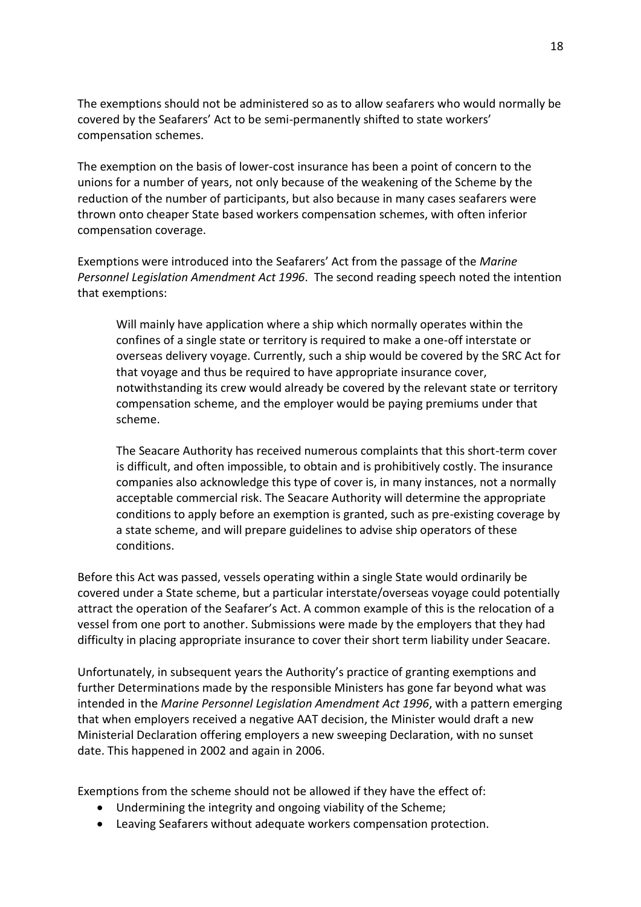The exemptions should not be administered so as to allow seafarers who would normally be covered by the Seafarers' Act to be semi-permanently shifted to state workers' compensation schemes.

The exemption on the basis of lower-cost insurance has been a point of concern to the unions for a number of years, not only because of the weakening of the Scheme by the reduction of the number of participants, but also because in many cases seafarers were thrown onto cheaper State based workers compensation schemes, with often inferior compensation coverage.

Exemptions were introduced into the Seafarers' Act from the passage of the *Marine Personnel Legislation Amendment Act 1996*. The second reading speech noted the intention that exemptions:

> Will mainly have application where a ship which normally operates within the confines of a single state or territory is required to make a one-off interstate or overseas delivery voyage. Currently, such a ship would be covered by the SRC Act for that voyage and thus be required to have appropriate insurance cover, notwithstanding its crew would already be covered by the relevant state or territory compensation scheme, and the employer would be paying premiums under that scheme.
>
> The Seacare Authority has received numerous complaints that this short-term cover is difficult, and often impossible, to obtain and is prohibitively costly. The insurance companies also acknowledge this type of cover is, in many instances, not a normally acceptable commercial risk. The Seacare Authority will determine the appropriate conditions to apply before an exemption is granted, such as pre-existing coverage by a state scheme, and will prepare guidelines to advise ship operators of these conditions.

Before this Act was passed, vessels operating within a single State would ordinarily be covered under a State scheme, but a particular interstate/overseas voyage could potentially attract the operation of the Seafarer's Act. A common example of this is the relocation of a vessel from one port to another. Submissions were made by the employers that they had difficulty in placing appropriate insurance to cover their short term liability under Seacare.

Unfortunately, in subsequent years the Authority's practice of granting exemptions and further Determinations made by the responsible Ministers has gone far beyond what was intended in the *Marine Personnel Legislation Amendment Act 1996*, with a pattern emerging that when employers received a negative AAT decision, the Minister would draft a new Ministerial Declaration offering employers a new sweeping Declaration, with no sunset date. This happened in 2002 and again in 2006.

Exemptions from the scheme should not be allowed if they have the effect of:

- Undermining the integrity and ongoing viability of the Scheme;
- Leaving Seafarers without adequate workers compensation protection.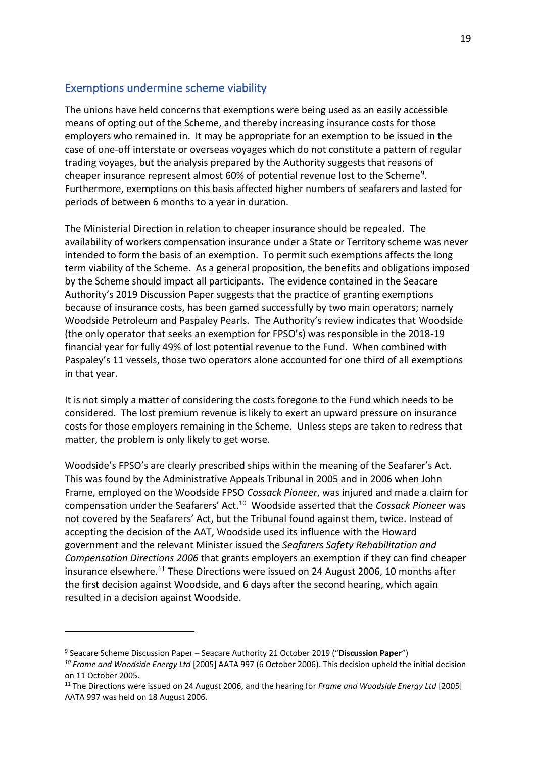## Exemptions undermine scheme viability

The unions have held concerns that exemptions were being used as an easily accessible means of opting out of the Scheme, and thereby increasing insurance costs for those employers who remained in. It may be appropriate for an exemption to be issued in the case of one-off interstate or overseas voyages which do not constitute a pattern of regular trading voyages, but the analysis prepared by the Authority suggests that reasons of cheaper insurance represent almost 60% of potential revenue lost to the Scheme[9]. Furthermore, exemptions on this basis affected higher numbers of seafarers and lasted for periods of between 6 months to a year in duration.

The Ministerial Direction in relation to cheaper insurance should be repealed. The availability of workers compensation insurance under a State or Territory scheme was never intended to form the basis of an exemption. To permit such exemptions affects the long term viability of the Scheme. As a general proposition, the benefits and obligations imposed by the Scheme should impact all participants. The evidence contained in the Seacare Authority's 2019 Discussion Paper suggests that the practice of granting exemptions because of insurance costs, has been gamed successfully by two main operators; namely Woodside Petroleum and Paspaley Pearls. The Authority's review indicates that Woodside (the only operator that seeks an exemption for FPSO's) was responsible in the 2018-19 financial year for fully 49% of lost potential revenue to the Fund. When combined with Paspaley's 11 vessels, those two operators alone accounted for one third of all exemptions in that year.

It is not simply a matter of considering the costs foregone to the Fund which needs to be considered. The lost premium revenue is likely to exert an upward pressure on insurance costs for those employers remaining in the Scheme. Unless steps are taken to redress that matter, the problem is only likely to get worse.

Woodside's FPSO's are clearly prescribed ships within the meaning of the Seafarer's Act. This was found by the Administrative Appeals Tribunal in 2005 and in 2006 when John Frame, employed on the Woodside FPSO *Cossack Pioneer*, was injured and made a claim for compensation under the Seafarers' Act.[10] Woodside asserted that the *Cossack Pioneer* was not covered by the Seafarers' Act, but the Tribunal found against them, twice. Instead of accepting the decision of the AAT, Woodside used its influence with the Howard government and the relevant Minister issued the *Seafarers Safety Rehabilitation and Compensation Directions 2006* that grants employers an exemption if they can find cheaper insurance elsewhere.[11] These Directions were issued on 24 August 2006, 10 months after the first decision against Woodside, and 6 days after the second hearing, which again resulted in a decision against Woodside.

---

[9] Seacare Scheme Discussion Paper – Seacare Authority 21 October 2019 ("**Discussion Paper**")

[10] *Frame and Woodside Energy Ltd* [2005] AATA 997 (6 October 2006). This decision upheld the initial decision on 11 October 2005.

[11] The Directions were issued on 24 August 2006, and the hearing for *Frame and Woodside Energy Ltd* [2005] AATA 997 was held on 18 August 2006.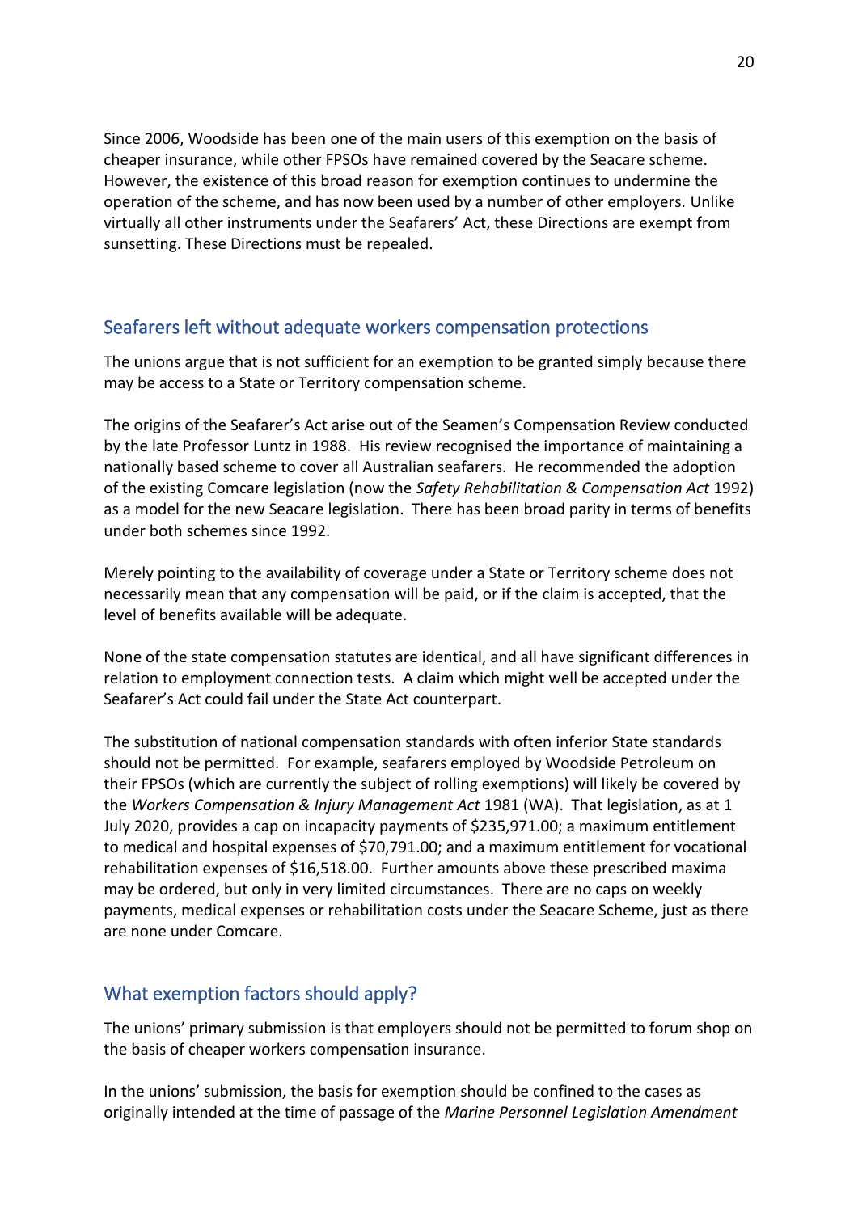Since 2006, Woodside has been one of the main users of this exemption on the basis of cheaper insurance, while other FPSOs have remained covered by the Seacare scheme. However, the existence of this broad reason for exemption continues to undermine the operation of the scheme, and has now been used by a number of other employers. Unlike virtually all other instruments under the Seafarers' Act, these Directions are exempt from sunsetting. These Directions must be repealed.

## Seafarers left without adequate workers compensation protections

The unions argue that is not sufficient for an exemption to be granted simply because there may be access to a State or Territory compensation scheme.

The origins of the Seafarer's Act arise out of the Seamen's Compensation Review conducted by the late Professor Luntz in 1988. His review recognised the importance of maintaining a nationally based scheme to cover all Australian seafarers. He recommended the adoption of the existing Comcare legislation (now the *Safety Rehabilitation & Compensation Act* 1992) as a model for the new Seacare legislation. There has been broad parity in terms of benefits under both schemes since 1992.

Merely pointing to the availability of coverage under a State or Territory scheme does not necessarily mean that any compensation will be paid, or if the claim is accepted, that the level of benefits available will be adequate.

None of the state compensation statutes are identical, and all have significant differences in relation to employment connection tests. A claim which might well be accepted under the Seafarer's Act could fail under the State Act counterpart.

The substitution of national compensation standards with often inferior State standards should not be permitted. For example, seafarers employed by Woodside Petroleum on their FPSOs (which are currently the subject of rolling exemptions) will likely be covered by the *Workers Compensation & Injury Management Act* 1981 (WA). That legislation, as at 1 July 2020, provides a cap on incapacity payments of $235,971.00; a maximum entitlement to medical and hospital expenses of $70,791.00; and a maximum entitlement for vocational rehabilitation expenses of $16,518.00. Further amounts above these prescribed maxima may be ordered, but only in very limited circumstances. There are no caps on weekly payments, medical expenses or rehabilitation costs under the Seacare Scheme, just as there are none under Comcare.

## What exemption factors should apply?

The unions' primary submission is that employers should not be permitted to forum shop on the basis of cheaper workers compensation insurance.

In the unions' submission, the basis for exemption should be confined to the cases as originally intended at the time of passage of the *Marine Personnel Legislation Amendment*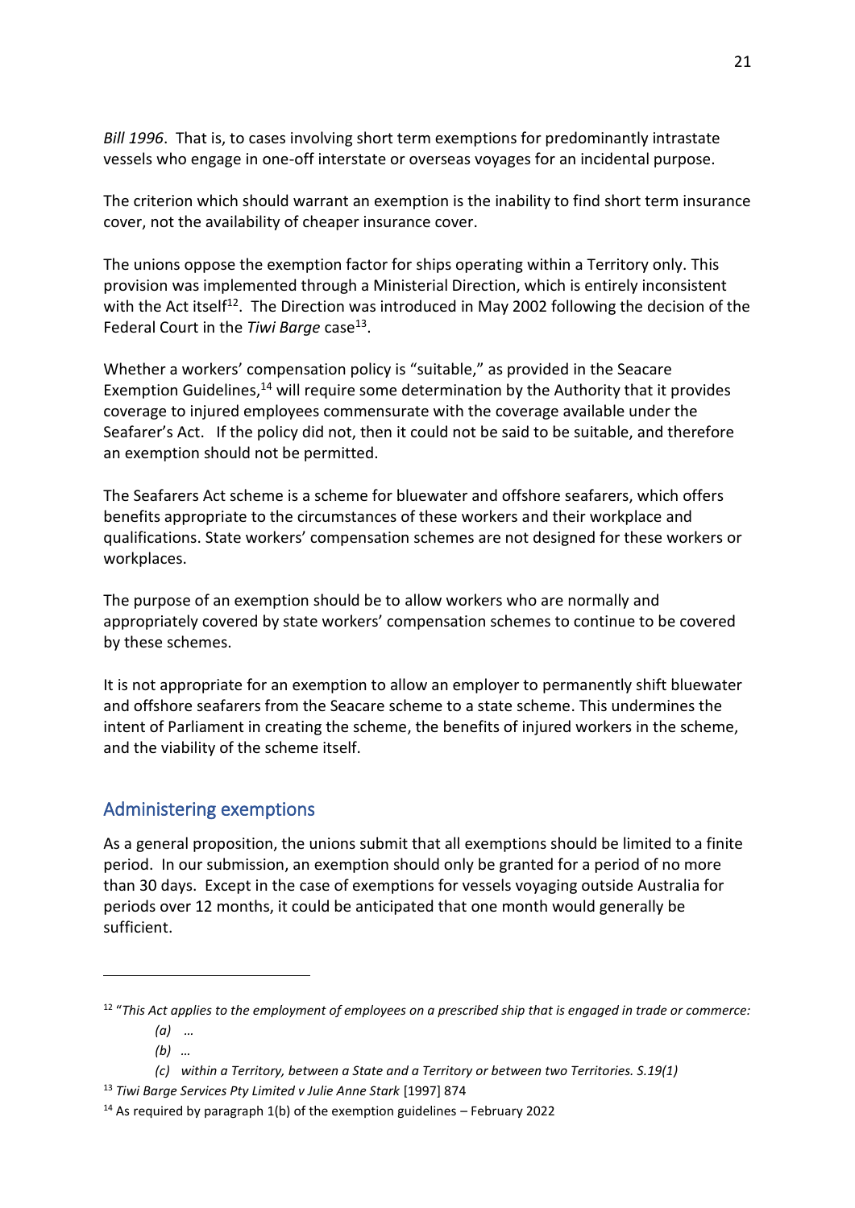*Bill 1996*. That is, to cases involving short term exemptions for predominantly intrastate vessels who engage in one-off interstate or overseas voyages for an incidental purpose.

The criterion which should warrant an exemption is the inability to find short term insurance cover, not the availability of cheaper insurance cover.

The unions oppose the exemption factor for ships operating within a Territory only. This provision was implemented through a Ministerial Direction, which is entirely inconsistent with the Act itself[12]. The Direction was introduced in May 2002 following the decision of the Federal Court in the *Tiwi Barge* case[13].

Whether a workers' compensation policy is "suitable," as provided in the Seacare Exemption Guidelines,[14] will require some determination by the Authority that it provides coverage to injured employees commensurate with the coverage available under the Seafarer's Act. If the policy did not, then it could not be said to be suitable, and therefore an exemption should not be permitted.

The Seafarers Act scheme is a scheme for bluewater and offshore seafarers, which offers benefits appropriate to the circumstances of these workers and their workplace and qualifications. State workers' compensation schemes are not designed for these workers or workplaces.

The purpose of an exemption should be to allow workers who are normally and appropriately covered by state workers' compensation schemes to continue to be covered by these schemes.

It is not appropriate for an exemption to allow an employer to permanently shift bluewater and offshore seafarers from the Seacare scheme to a state scheme. This undermines the intent of Parliament in creating the scheme, the benefits of injured workers in the scheme, and the viability of the scheme itself.

## Administering exemptions

As a general proposition, the unions submit that all exemptions should be limited to a finite period. In our submission, an exemption should only be granted for a period of no more than 30 days. Except in the case of exemptions for vessels voyaging outside Australia for periods over 12 months, it could be anticipated that one month would generally be sufficient.

---

[12] "*This Act applies to the employment of employees on a prescribed ship that is engaged in trade or commerce:*

*(a) …*

*(b) …*

*(c) within a Territory, between a State and a Territory or between two Territories. S.19(1)*

[13] *Tiwi Barge Services Pty Limited v Julie Anne Stark* [1997] 874

[14] As required by paragraph 1(b) of the exemption guidelines – February 2022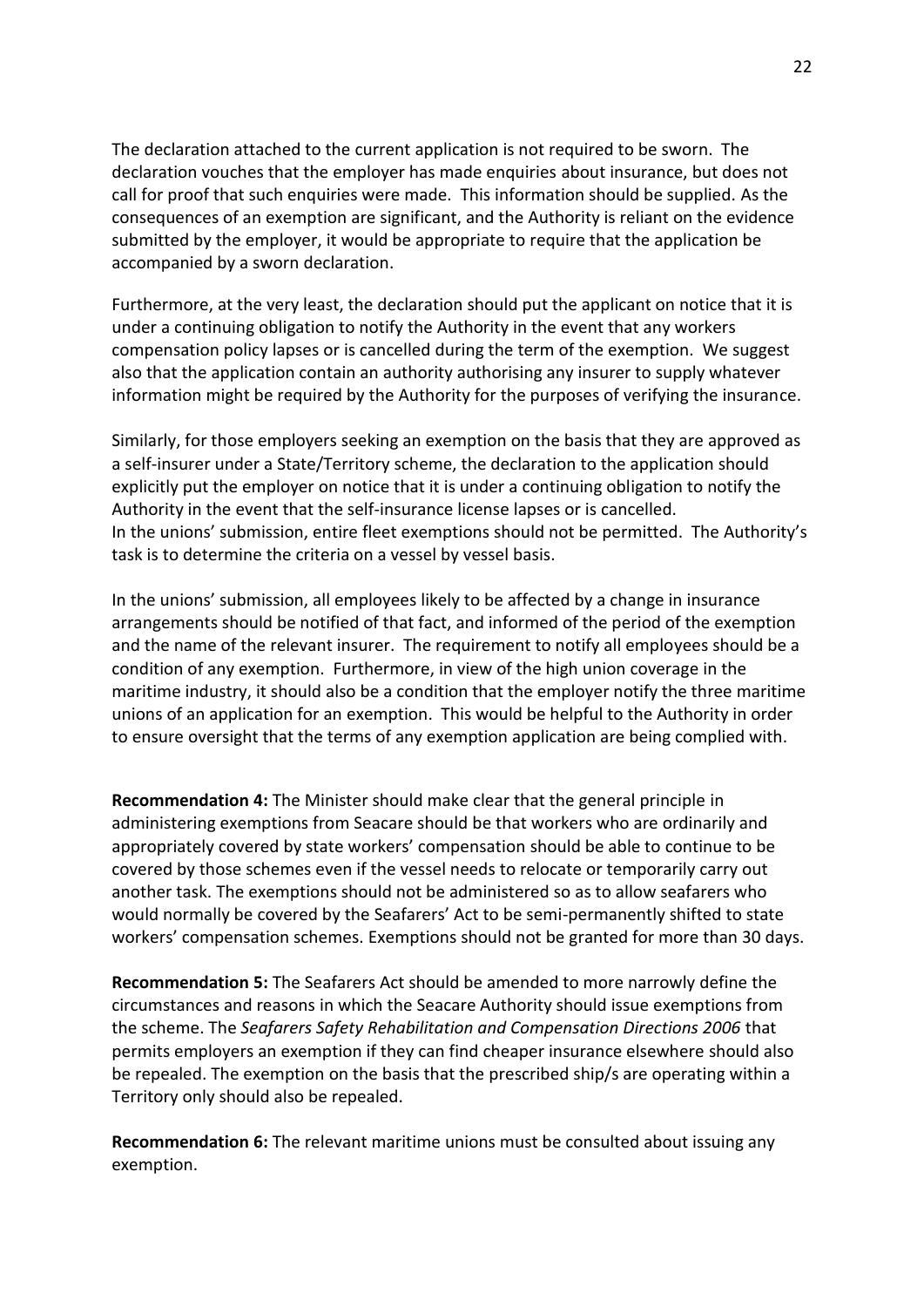The declaration attached to the current application is not required to be sworn. The declaration vouches that the employer has made enquiries about insurance, but does not call for proof that such enquiries were made. This information should be supplied. As the consequences of an exemption are significant, and the Authority is reliant on the evidence submitted by the employer, it would be appropriate to require that the application be accompanied by a sworn declaration.

Furthermore, at the very least, the declaration should put the applicant on notice that it is under a continuing obligation to notify the Authority in the event that any workers compensation policy lapses or is cancelled during the term of the exemption. We suggest also that the application contain an authority authorising any insurer to supply whatever information might be required by the Authority for the purposes of verifying the insurance.

Similarly, for those employers seeking an exemption on the basis that they are approved as a self-insurer under a State/Territory scheme, the declaration to the application should explicitly put the employer on notice that it is under a continuing obligation to notify the Authority in the event that the self-insurance license lapses or is cancelled.
In the unions' submission, entire fleet exemptions should not be permitted. The Authority's task is to determine the criteria on a vessel by vessel basis.

In the unions' submission, all employees likely to be affected by a change in insurance arrangements should be notified of that fact, and informed of the period of the exemption and the name of the relevant insurer. The requirement to notify all employees should be a condition of any exemption. Furthermore, in view of the high union coverage in the maritime industry, it should also be a condition that the employer notify the three maritime unions of an application for an exemption. This would be helpful to the Authority in order to ensure oversight that the terms of any exemption application are being complied with.

**Recommendation 4:** The Minister should make clear that the general principle in administering exemptions from Seacare should be that workers who are ordinarily and appropriately covered by state workers' compensation should be able to continue to be covered by those schemes even if the vessel needs to relocate or temporarily carry out another task. The exemptions should not be administered so as to allow seafarers who would normally be covered by the Seafarers' Act to be semi-permanently shifted to state workers' compensation schemes. Exemptions should not be granted for more than 30 days.

**Recommendation 5:** The Seafarers Act should be amended to more narrowly define the circumstances and reasons in which the Seacare Authority should issue exemptions from the scheme. The *Seafarers Safety Rehabilitation and Compensation Directions 2006* that permits employers an exemption if they can find cheaper insurance elsewhere should also be repealed. The exemption on the basis that the prescribed ship/s are operating within a Territory only should also be repealed.

**Recommendation 6:** The relevant maritime unions must be consulted about issuing any exemption.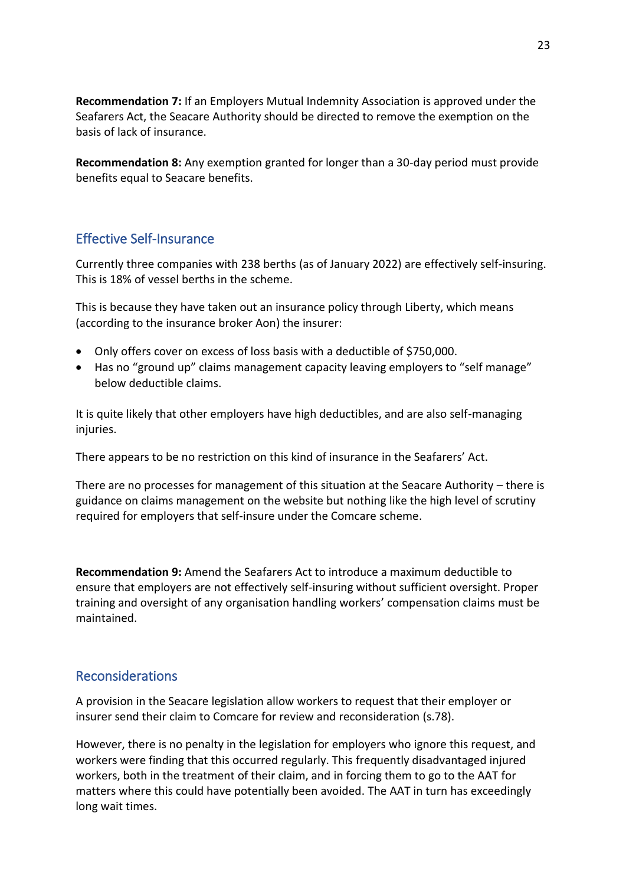**Recommendation 7:** If an Employers Mutual Indemnity Association is approved under the Seafarers Act, the Seacare Authority should be directed to remove the exemption on the basis of lack of insurance.

**Recommendation 8:** Any exemption granted for longer than a 30-day period must provide benefits equal to Seacare benefits.

## Effective Self-Insurance

Currently three companies with 238 berths (as of January 2022) are effectively self-insuring. This is 18% of vessel berths in the scheme.

This is because they have taken out an insurance policy through Liberty, which means (according to the insurance broker Aon) the insurer:

- Only offers cover on excess of loss basis with a deductible of $750,000.
- Has no "ground up" claims management capacity leaving employers to "self manage" below deductible claims.

It is quite likely that other employers have high deductibles, and are also self-managing injuries.

There appears to be no restriction on this kind of insurance in the Seafarers' Act.

There are no processes for management of this situation at the Seacare Authority – there is guidance on claims management on the website but nothing like the high level of scrutiny required for employers that self-insure under the Comcare scheme.

**Recommendation 9:** Amend the Seafarers Act to introduce a maximum deductible to ensure that employers are not effectively self-insuring without sufficient oversight. Proper training and oversight of any organisation handling workers' compensation claims must be maintained.

## Reconsiderations

A provision in the Seacare legislation allow workers to request that their employer or insurer send their claim to Comcare for review and reconsideration (s.78).

However, there is no penalty in the legislation for employers who ignore this request, and workers were finding that this occurred regularly. This frequently disadvantaged injured workers, both in the treatment of their claim, and in forcing them to go to the AAT for matters where this could have potentially been avoided. The AAT in turn has exceedingly long wait times.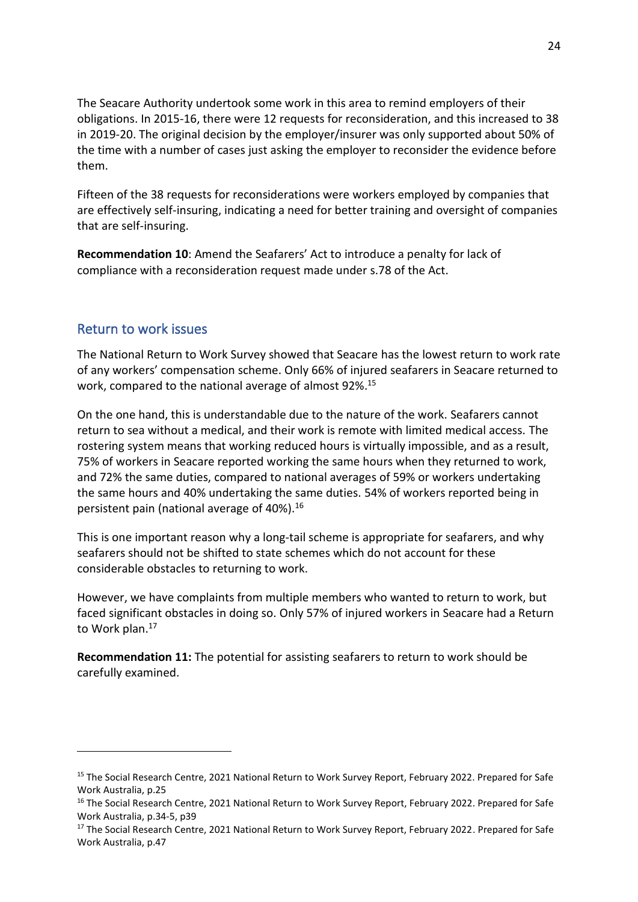The Seacare Authority undertook some work in this area to remind employers of their obligations. In 2015-16, there were 12 requests for reconsideration, and this increased to 38 in 2019-20. The original decision by the employer/insurer was only supported about 50% of the time with a number of cases just asking the employer to reconsider the evidence before them.

Fifteen of the 38 requests for reconsiderations were workers employed by companies that are effectively self-insuring, indicating a need for better training and oversight of companies that are self-insuring.

**Recommendation 10**: Amend the Seafarers' Act to introduce a penalty for lack of compliance with a reconsideration request made under s.78 of the Act.

## Return to work issues

The National Return to Work Survey showed that Seacare has the lowest return to work rate of any workers' compensation scheme. Only 66% of injured seafarers in Seacare returned to work, compared to the national average of almost 92%.[15]

On the one hand, this is understandable due to the nature of the work. Seafarers cannot return to sea without a medical, and their work is remote with limited medical access. The rostering system means that working reduced hours is virtually impossible, and as a result, 75% of workers in Seacare reported working the same hours when they returned to work, and 72% the same duties, compared to national averages of 59% or workers undertaking the same hours and 40% undertaking the same duties. 54% of workers reported being in persistent pain (national average of 40%).[16]

This is one important reason why a long-tail scheme is appropriate for seafarers, and why seafarers should not be shifted to state schemes which do not account for these considerable obstacles to returning to work.

However, we have complaints from multiple members who wanted to return to work, but faced significant obstacles in doing so. Only 57% of injured workers in Seacare had a Return to Work plan.[17]

**Recommendation 11:** The potential for assisting seafarers to return to work should be carefully examined.

---

[15] The Social Research Centre, 2021 National Return to Work Survey Report, February 2022. Prepared for Safe Work Australia, p.25

[16] The Social Research Centre, 2021 National Return to Work Survey Report, February 2022. Prepared for Safe Work Australia, p.34-5, p39

[17] The Social Research Centre, 2021 National Return to Work Survey Report, February 2022. Prepared for Safe Work Australia, p.47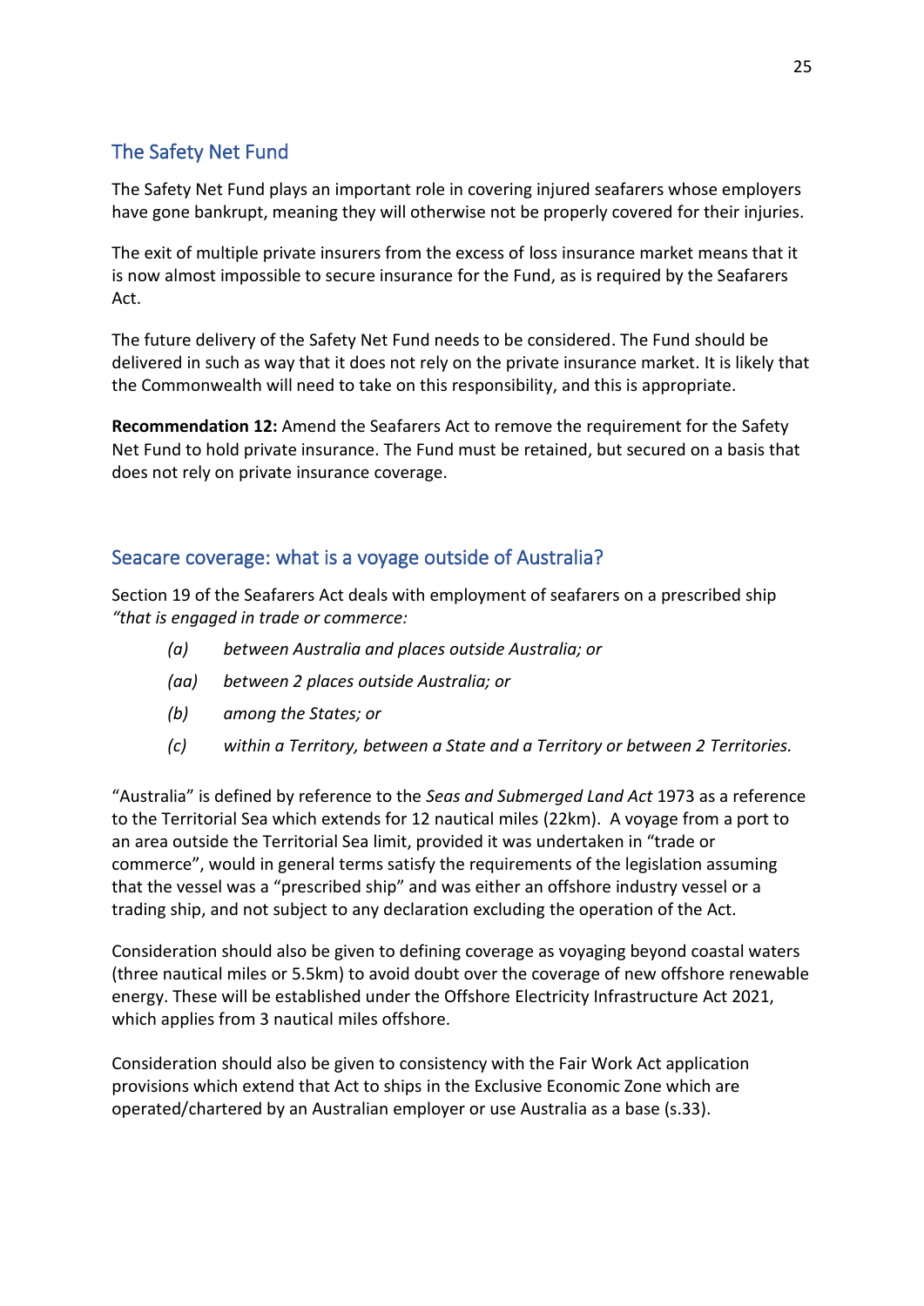## The Safety Net Fund

The Safety Net Fund plays an important role in covering injured seafarers whose employers have gone bankrupt, meaning they will otherwise not be properly covered for their injuries.

The exit of multiple private insurers from the excess of loss insurance market means that it is now almost impossible to secure insurance for the Fund, as is required by the Seafarers Act.

The future delivery of the Safety Net Fund needs to be considered. The Fund should be delivered in such as way that it does not rely on the private insurance market. It is likely that the Commonwealth will need to take on this responsibility, and this is appropriate.

**Recommendation 12:** Amend the Seafarers Act to remove the requirement for the Safety Net Fund to hold private insurance. The Fund must be retained, but secured on a basis that does not rely on private insurance coverage.

## Seacare coverage: what is a voyage outside of Australia?

Section 19 of the Seafarers Act deals with employment of seafarers on a prescribed ship *"that is engaged in trade or commerce:*

- *(a) between Australia and places outside Australia; or*
- *(aa) between 2 places outside Australia; or*
- *(b) among the States; or*
- *(c) within a Territory, between a State and a Territory or between 2 Territories.*

"Australia" is defined by reference to the *Seas and Submerged Land Act* 1973 as a reference to the Territorial Sea which extends for 12 nautical miles (22km). A voyage from a port to an area outside the Territorial Sea limit, provided it was undertaken in "trade or commerce", would in general terms satisfy the requirements of the legislation assuming that the vessel was a "prescribed ship" and was either an offshore industry vessel or a trading ship, and not subject to any declaration excluding the operation of the Act.

Consideration should also be given to defining coverage as voyaging beyond coastal waters (three nautical miles or 5.5km) to avoid doubt over the coverage of new offshore renewable energy. These will be established under the Offshore Electricity Infrastructure Act 2021, which applies from 3 nautical miles offshore.

Consideration should also be given to consistency with the Fair Work Act application provisions which extend that Act to ships in the Exclusive Economic Zone which are operated/chartered by an Australian employer or use Australia as a base (s.33).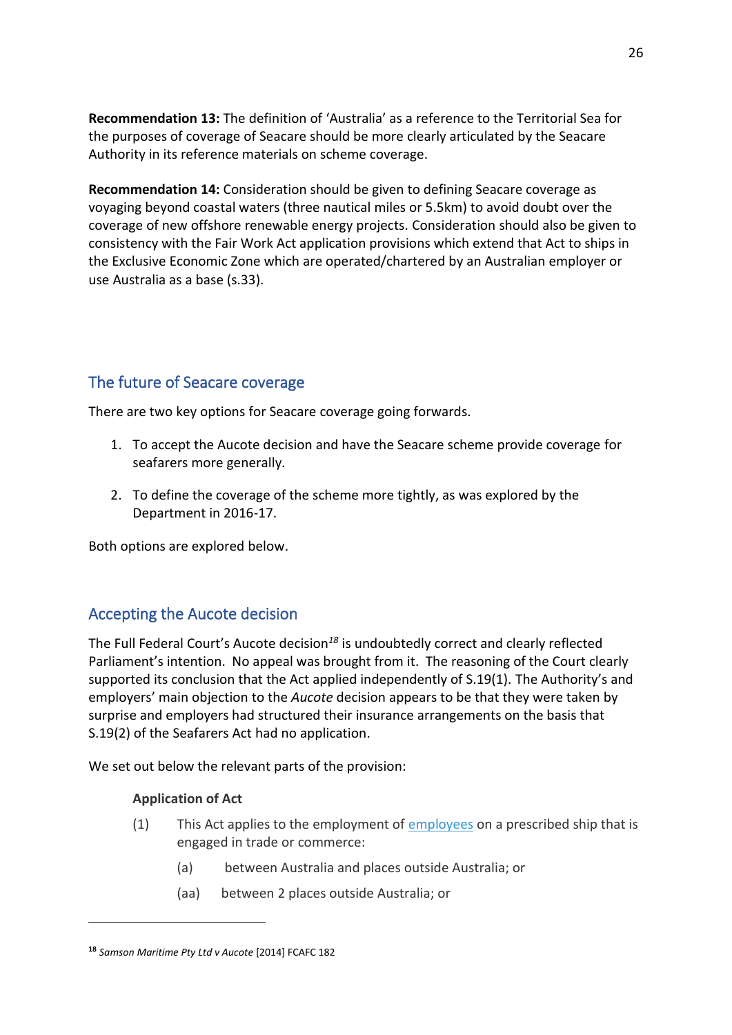**Recommendation 13:** The definition of 'Australia' as a reference to the Territorial Sea for the purposes of coverage of Seacare should be more clearly articulated by the Seacare Authority in its reference materials on scheme coverage.

**Recommendation 14:** Consideration should be given to defining Seacare coverage as voyaging beyond coastal waters (three nautical miles or 5.5km) to avoid doubt over the coverage of new offshore renewable energy projects. Consideration should also be given to consistency with the Fair Work Act application provisions which extend that Act to ships in the Exclusive Economic Zone which are operated/chartered by an Australian employer or use Australia as a base (s.33).

## The future of Seacare coverage

There are two key options for Seacare coverage going forwards.

1. To accept the Aucote decision and have the Seacare scheme provide coverage for seafarers more generally.
2. To define the coverage of the scheme more tightly, as was explored by the Department in 2016-17.

Both options are explored below.

## Accepting the Aucote decision

The Full Federal Court's Aucote decision[18] is undoubtedly correct and clearly reflected Parliament's intention. No appeal was brought from it. The reasoning of the Court clearly supported its conclusion that the Act applied independently of S.19(1). The Authority's and employers' main objection to the *Aucote* decision appears to be that they were taken by surprise and employers had structured their insurance arrangements on the basis that S.19(2) of the Seafarers Act had no application.

We set out below the relevant parts of the provision:

> **Application of Act**
>
> (1) This Act applies to the employment of employees on a prescribed ship that is engaged in trade or commerce:
>
> (a) between Australia and places outside Australia; or
>
> (aa) between 2 places outside Australia; or

[18] *Samson Maritime Pty Ltd v Aucote* [2014] FCAFC 182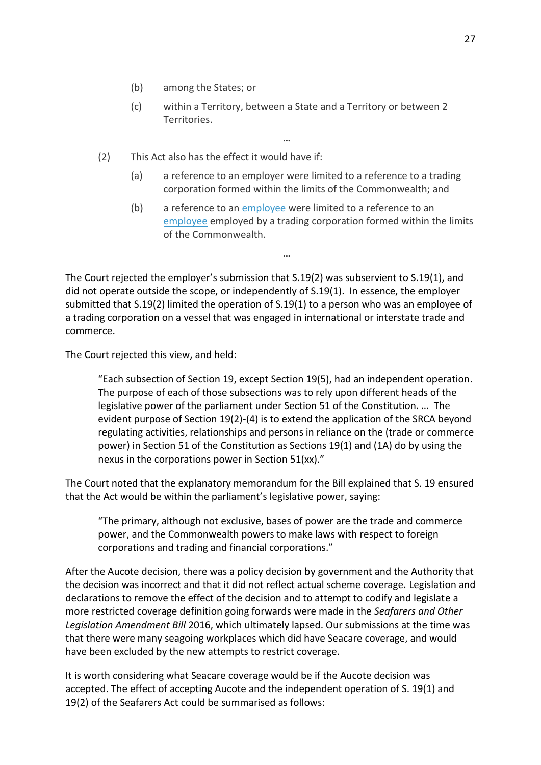(b) among the States; or

(c) within a Territory, between a State and a Territory or between 2 Territories.

…

(2) This Act also has the effect it would have if:

(a) a reference to an employer were limited to a reference to a trading corporation formed within the limits of the Commonwealth; and

(b) a reference to an employee were limited to a reference to an employee employed by a trading corporation formed within the limits of the Commonwealth.

…

The Court rejected the employer's submission that S.19(2) was subservient to S.19(1), and did not operate outside the scope, or independently of S.19(1). In essence, the employer submitted that S.19(2) limited the operation of S.19(1) to a person who was an employee of a trading corporation on a vessel that was engaged in international or interstate trade and commerce.

The Court rejected this view, and held:

> "Each subsection of Section 19, except Section 19(5), had an independent operation. The purpose of each of those subsections was to rely upon different heads of the legislative power of the parliament under Section 51 of the Constitution. … The evident purpose of Section 19(2)-(4) is to extend the application of the SRCA beyond regulating activities, relationships and persons in reliance on the (trade or commerce power) in Section 51 of the Constitution as Sections 19(1) and (1A) do by using the nexus in the corporations power in Section 51(xx)."

The Court noted that the explanatory memorandum for the Bill explained that S. 19 ensured that the Act would be within the parliament's legislative power, saying:

> "The primary, although not exclusive, bases of power are the trade and commerce power, and the Commonwealth powers to make laws with respect to foreign corporations and trading and financial corporations."

After the Aucote decision, there was a policy decision by government and the Authority that the decision was incorrect and that it did not reflect actual scheme coverage. Legislation and declarations to remove the effect of the decision and to attempt to codify and legislate a more restricted coverage definition going forwards were made in the *Seafarers and Other Legislation Amendment Bill* 2016, which ultimately lapsed. Our submissions at the time was that there were many seagoing workplaces which did have Seacare coverage, and would have been excluded by the new attempts to restrict coverage.

It is worth considering what Seacare coverage would be if the Aucote decision was accepted. The effect of accepting Aucote and the independent operation of S. 19(1) and 19(2) of the Seafarers Act could be summarised as follows: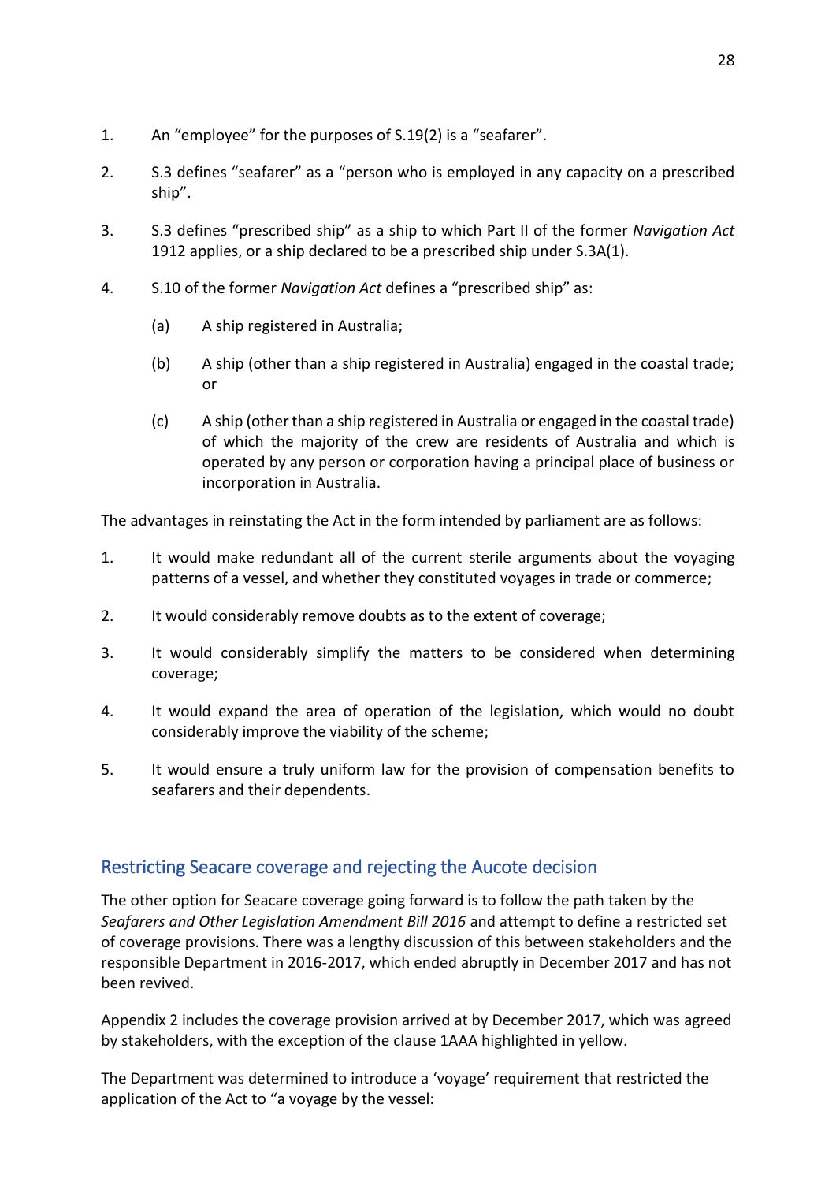1. An "employee" for the purposes of S.19(2) is a "seafarer".

2. S.3 defines "seafarer" as a "person who is employed in any capacity on a prescribed ship".

3. S.3 defines "prescribed ship" as a ship to which Part II of the former *Navigation Act* 1912 applies, or a ship declared to be a prescribed ship under S.3A(1).

4. S.10 of the former *Navigation Act* defines a "prescribed ship" as:

   (a) A ship registered in Australia;

   (b) A ship (other than a ship registered in Australia) engaged in the coastal trade; or

   (c) A ship (other than a ship registered in Australia or engaged in the coastal trade) of which the majority of the crew are residents of Australia and which is operated by any person or corporation having a principal place of business or incorporation in Australia.

The advantages in reinstating the Act in the form intended by parliament are as follows:

1. It would make redundant all of the current sterile arguments about the voyaging patterns of a vessel, and whether they constituted voyages in trade or commerce;

2. It would considerably remove doubts as to the extent of coverage;

3. It would considerably simplify the matters to be considered when determining coverage;

4. It would expand the area of operation of the legislation, which would no doubt considerably improve the viability of the scheme;

5. It would ensure a truly uniform law for the provision of compensation benefits to seafarers and their dependents.

## Restricting Seacare coverage and rejecting the Aucote decision

The other option for Seacare coverage going forward is to follow the path taken by the *Seafarers and Other Legislation Amendment Bill 2016* and attempt to define a restricted set of coverage provisions. There was a lengthy discussion of this between stakeholders and the responsible Department in 2016-2017, which ended abruptly in December 2017 and has not been revived.

Appendix 2 includes the coverage provision arrived at by December 2017, which was agreed by stakeholders, with the exception of the clause 1AAA highlighted in yellow.

The Department was determined to introduce a 'voyage' requirement that restricted the application of the Act to "a voyage by the vessel: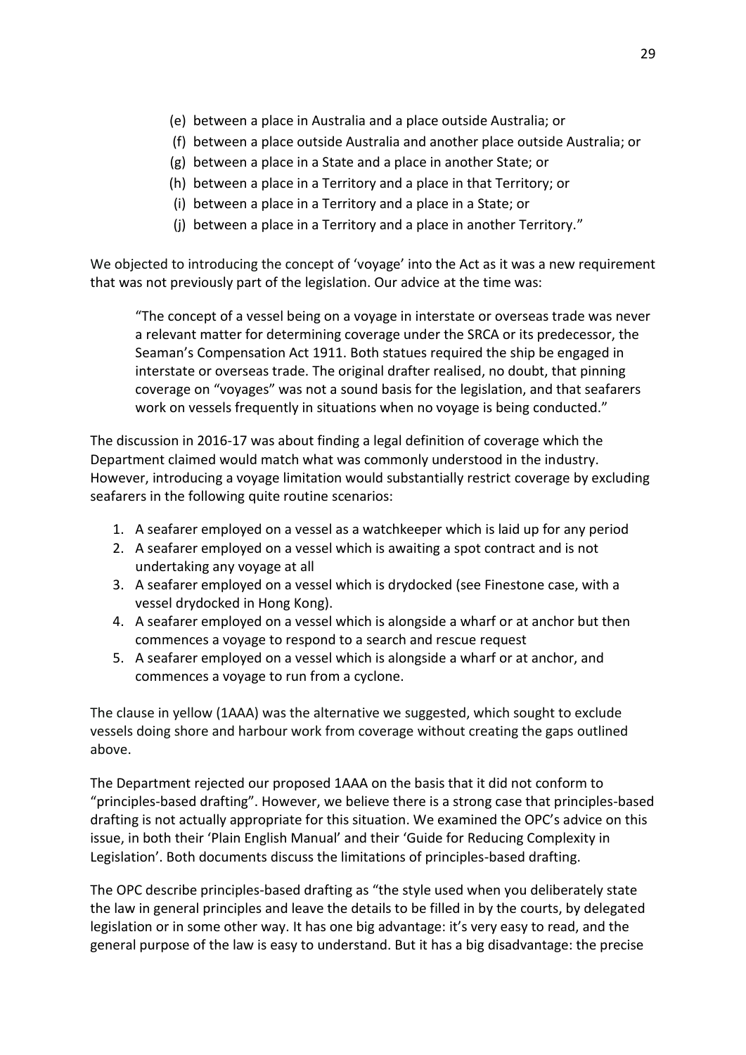(e) between a place in Australia and a place outside Australia; or
(f) between a place outside Australia and another place outside Australia; or
(g) between a place in a State and a place in another State; or
(h) between a place in a Territory and a place in that Territory; or
(i) between a place in a Territory and a place in a State; or
(j) between a place in a Territory and a place in another Territory."

We objected to introducing the concept of 'voyage' into the Act as it was a new requirement that was not previously part of the legislation. Our advice at the time was:

> "The concept of a vessel being on a voyage in interstate or overseas trade was never a relevant matter for determining coverage under the SRCA or its predecessor, the Seaman's Compensation Act 1911. Both statues required the ship be engaged in interstate or overseas trade. The original drafter realised, no doubt, that pinning coverage on "voyages" was not a sound basis for the legislation, and that seafarers work on vessels frequently in situations when no voyage is being conducted."

The discussion in 2016-17 was about finding a legal definition of coverage which the Department claimed would match what was commonly understood in the industry. However, introducing a voyage limitation would substantially restrict coverage by excluding seafarers in the following quite routine scenarios:

1. A seafarer employed on a vessel as a watchkeeper which is laid up for any period
2. A seafarer employed on a vessel which is awaiting a spot contract and is not undertaking any voyage at all
3. A seafarer employed on a vessel which is drydocked (see Finestone case, with a vessel drydocked in Hong Kong).
4. A seafarer employed on a vessel which is alongside a wharf or at anchor but then commences a voyage to respond to a search and rescue request
5. A seafarer employed on a vessel which is alongside a wharf or at anchor, and commences a voyage to run from a cyclone.

The clause in yellow (1AAA) was the alternative we suggested, which sought to exclude vessels doing shore and harbour work from coverage without creating the gaps outlined above.

The Department rejected our proposed 1AAA on the basis that it did not conform to "principles-based drafting". However, we believe there is a strong case that principles-based drafting is not actually appropriate for this situation. We examined the OPC's advice on this issue, in both their 'Plain English Manual' and their 'Guide for Reducing Complexity in Legislation'. Both documents discuss the limitations of principles-based drafting.

The OPC describe principles-based drafting as "the style used when you deliberately state the law in general principles and leave the details to be filled in by the courts, by delegated legislation or in some other way. It has one big advantage: it's very easy to read, and the general purpose of the law is easy to understand. But it has a big disadvantage: the precise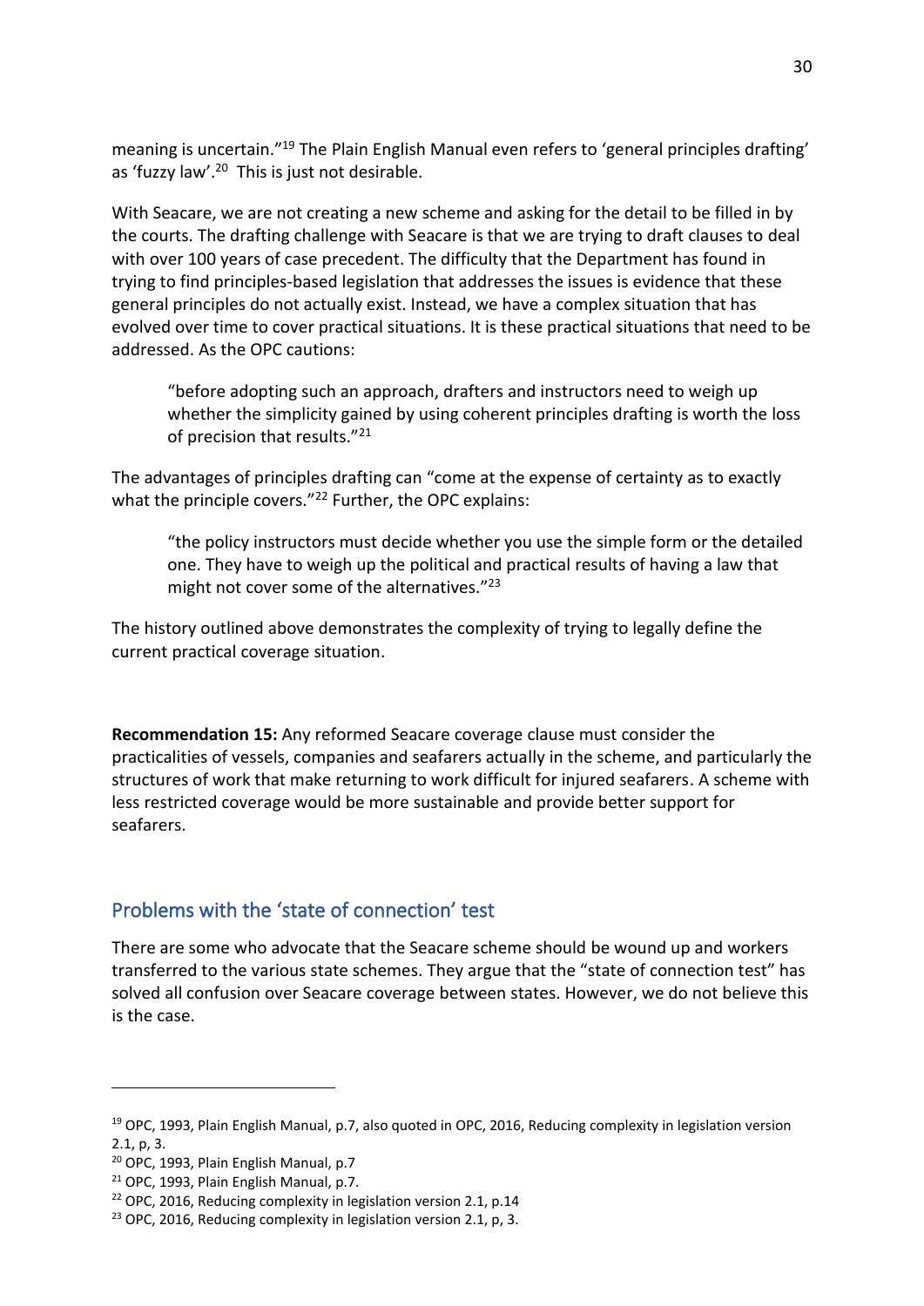meaning is uncertain."[19] The Plain English Manual even refers to 'general principles drafting' as 'fuzzy law'.[20] This is just not desirable.

With Seacare, we are not creating a new scheme and asking for the detail to be filled in by the courts. The drafting challenge with Seacare is that we are trying to draft clauses to deal with over 100 years of case precedent. The difficulty that the Department has found in trying to find principles-based legislation that addresses the issues is evidence that these general principles do not actually exist. Instead, we have a complex situation that has evolved over time to cover practical situations. It is these practical situations that need to be addressed. As the OPC cautions:

> "before adopting such an approach, drafters and instructors need to weigh up whether the simplicity gained by using coherent principles drafting is worth the loss of precision that results."[21]

The advantages of principles drafting can "come at the expense of certainty as to exactly what the principle covers."[22] Further, the OPC explains:

> "the policy instructors must decide whether you use the simple form or the detailed one. They have to weigh up the political and practical results of having a law that might not cover some of the alternatives."[23]

The history outlined above demonstrates the complexity of trying to legally define the current practical coverage situation.

**Recommendation 15:** Any reformed Seacare coverage clause must consider the practicalities of vessels, companies and seafarers actually in the scheme, and particularly the structures of work that make returning to work difficult for injured seafarers. A scheme with less restricted coverage would be more sustainable and provide better support for seafarers.

## Problems with the 'state of connection' test

There are some who advocate that the Seacare scheme should be wound up and workers transferred to the various state schemes. They argue that the "state of connection test" has solved all confusion over Seacare coverage between states. However, we do not believe this is the case.

---

[19] OPC, 1993, Plain English Manual, p.7, also quoted in OPC, 2016, Reducing complexity in legislation version 2.1, p, 3.

[20] OPC, 1993, Plain English Manual, p.7

[21] OPC, 1993, Plain English Manual, p.7.

[22] OPC, 2016, Reducing complexity in legislation version 2.1, p.14

[23] OPC, 2016, Reducing complexity in legislation version 2.1, p, 3.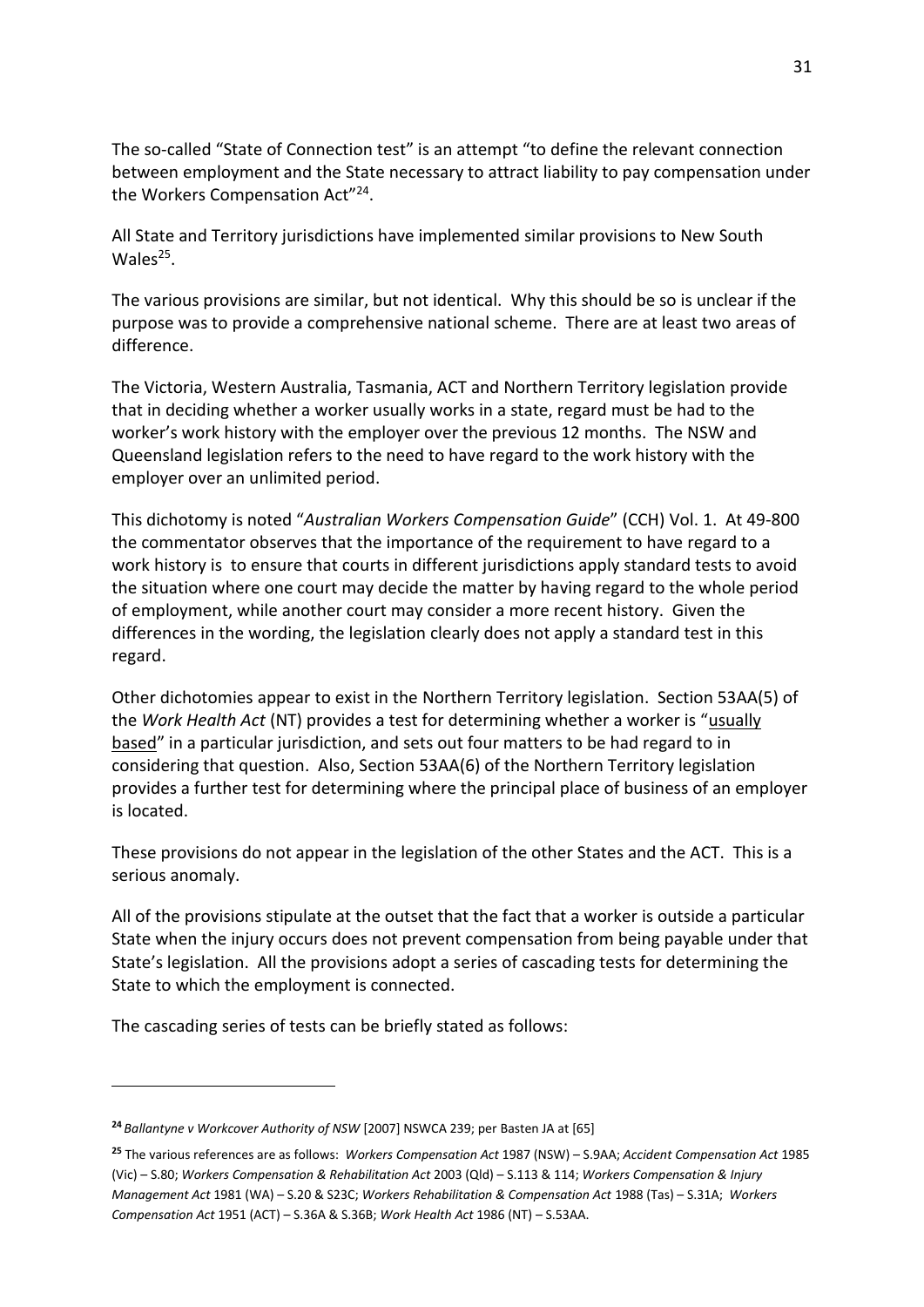The so-called "State of Connection test" is an attempt "to define the relevant connection between employment and the State necessary to attract liability to pay compensation under the Workers Compensation Act"[24].

All State and Territory jurisdictions have implemented similar provisions to New South Wales[25].

The various provisions are similar, but not identical. Why this should be so is unclear if the purpose was to provide a comprehensive national scheme. There are at least two areas of difference.

The Victoria, Western Australia, Tasmania, ACT and Northern Territory legislation provide that in deciding whether a worker usually works in a state, regard must be had to the worker's work history with the employer over the previous 12 months. The NSW and Queensland legislation refers to the need to have regard to the work history with the employer over an unlimited period.

This dichotomy is noted "*Australian Workers Compensation Guide*" (CCH) Vol. 1. At 49-800 the commentator observes that the importance of the requirement to have regard to a work history is to ensure that courts in different jurisdictions apply standard tests to avoid the situation where one court may decide the matter by having regard to the whole period of employment, while another court may consider a more recent history. Given the differences in the wording, the legislation clearly does not apply a standard test in this regard.

Other dichotomies appear to exist in the Northern Territory legislation. Section 53AA(5) of the *Work Health Act* (NT) provides a test for determining whether a worker is "<u>usually based</u>" in a particular jurisdiction, and sets out four matters to be had regard to in considering that question. Also, Section 53AA(6) of the Northern Territory legislation provides a further test for determining where the principal place of business of an employer is located.

These provisions do not appear in the legislation of the other States and the ACT. This is a serious anomaly.

All of the provisions stipulate at the outset that the fact that a worker is outside a particular State when the injury occurs does not prevent compensation from being payable under that State's legislation. All the provisions adopt a series of cascading tests for determining the State to which the employment is connected.

The cascading series of tests can be briefly stated as follows:

---

[24] *Ballantyne v Workcover Authority of NSW* [2007] NSWCA 239; per Basten JA at [65]

[25] The various references are as follows: *Workers Compensation Act* 1987 (NSW) – S.9AA; *Accident Compensation Act* 1985 (Vic) – S.80; *Workers Compensation & Rehabilitation Act* 2003 (Qld) – S.113 & 114; *Workers Compensation & Injury Management Act* 1981 (WA) – S.20 & S23C; *Workers Rehabilitation & Compensation Act* 1988 (Tas) – S.31A; *Workers Compensation Act* 1951 (ACT) – S.36A & S.36B; *Work Health Act* 1986 (NT) – S.53AA.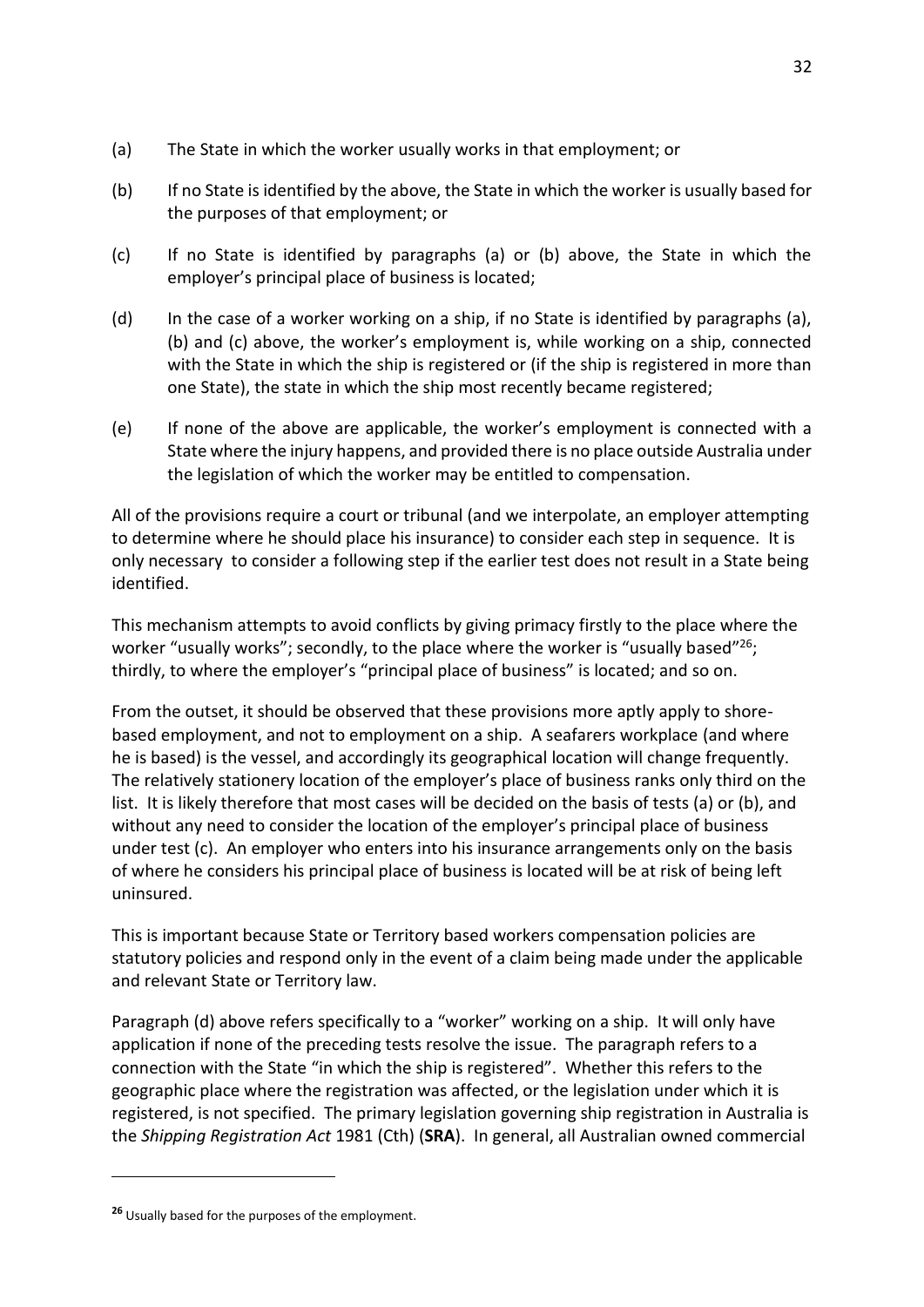(a) The State in which the worker usually works in that employment; or

(b) If no State is identified by the above, the State in which the worker is usually based for the purposes of that employment; or

(c) If no State is identified by paragraphs (a) or (b) above, the State in which the employer's principal place of business is located;

(d) In the case of a worker working on a ship, if no State is identified by paragraphs (a), (b) and (c) above, the worker's employment is, while working on a ship, connected with the State in which the ship is registered or (if the ship is registered in more than one State), the state in which the ship most recently became registered;

(e) If none of the above are applicable, the worker's employment is connected with a State where the injury happens, and provided there is no place outside Australia under the legislation of which the worker may be entitled to compensation.

All of the provisions require a court or tribunal (and we interpolate, an employer attempting to determine where he should place his insurance) to consider each step in sequence. It is only necessary to consider a following step if the earlier test does not result in a State being identified.

This mechanism attempts to avoid conflicts by giving primacy firstly to the place where the worker "usually works"; secondly, to the place where the worker is "usually based"[26]; thirdly, to where the employer's "principal place of business" is located; and so on.

From the outset, it should be observed that these provisions more aptly apply to shore-based employment, and not to employment on a ship. A seafarers workplace (and where he is based) is the vessel, and accordingly its geographical location will change frequently. The relatively stationery location of the employer's place of business ranks only third on the list. It is likely therefore that most cases will be decided on the basis of tests (a) or (b), and without any need to consider the location of the employer's principal place of business under test (c). An employer who enters into his insurance arrangements only on the basis of where he considers his principal place of business is located will be at risk of being left uninsured.

This is important because State or Territory based workers compensation policies are statutory policies and respond only in the event of a claim being made under the applicable and relevant State or Territory law.

Paragraph (d) above refers specifically to a "worker" working on a ship. It will only have application if none of the preceding tests resolve the issue. The paragraph refers to a connection with the State "in which the ship is registered". Whether this refers to the geographic place where the registration was affected, or the legislation under which it is registered, is not specified. The primary legislation governing ship registration in Australia is the *Shipping Registration Act* 1981 (Cth) (**SRA**). In general, all Australian owned commercial

[26] Usually based for the purposes of the employment.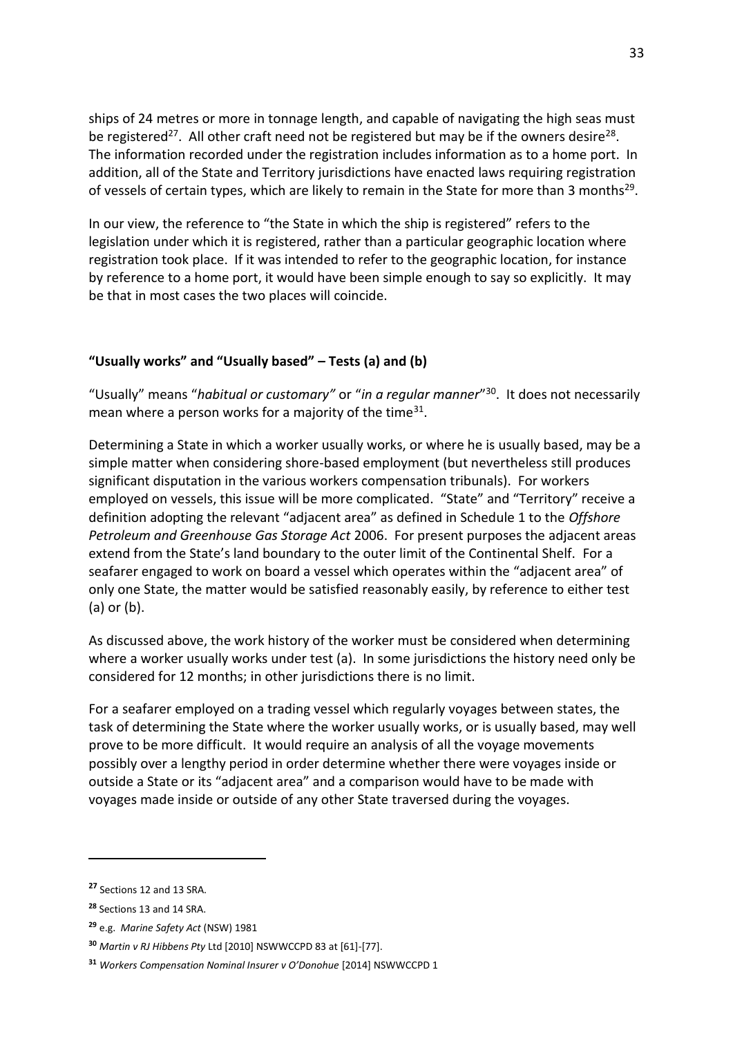ships of 24 metres or more in tonnage length, and capable of navigating the high seas must be registered[27]. All other craft need not be registered but may be if the owners desire[28]. The information recorded under the registration includes information as to a home port. In addition, all of the State and Territory jurisdictions have enacted laws requiring registration of vessels of certain types, which are likely to remain in the State for more than 3 months[29].

In our view, the reference to "the State in which the ship is registered" refers to the legislation under which it is registered, rather than a particular geographic location where registration took place. If it was intended to refer to the geographic location, for instance by reference to a home port, it would have been simple enough to say so explicitly. It may be that in most cases the two places will coincide.

### "Usually works" and "Usually based" – Tests (a) and (b)

"Usually" means "*habitual or customary"* or "*in a regular manner*"[30]. It does not necessarily mean where a person works for a majority of the time[31].

Determining a State in which a worker usually works, or where he is usually based, may be a simple matter when considering shore-based employment (but nevertheless still produces significant disputation in the various workers compensation tribunals). For workers employed on vessels, this issue will be more complicated. "State" and "Territory" receive a definition adopting the relevant "adjacent area" as defined in Schedule 1 to the *Offshore Petroleum and Greenhouse Gas Storage Act* 2006. For present purposes the adjacent areas extend from the State's land boundary to the outer limit of the Continental Shelf. For a seafarer engaged to work on board a vessel which operates within the "adjacent area" of only one State, the matter would be satisfied reasonably easily, by reference to either test (a) or (b).

As discussed above, the work history of the worker must be considered when determining where a worker usually works under test (a). In some jurisdictions the history need only be considered for 12 months; in other jurisdictions there is no limit.

For a seafarer employed on a trading vessel which regularly voyages between states, the task of determining the State where the worker usually works, or is usually based, may well prove to be more difficult. It would require an analysis of all the voyage movements possibly over a lengthy period in order determine whether there were voyages inside or outside a State or its "adjacent area" and a comparison would have to be made with voyages made inside or outside of any other State traversed during the voyages.

---

[27] Sections 12 and 13 SRA.

[28] Sections 13 and 14 SRA.

[29] e.g. *Marine Safety Act* (NSW) 1981

[30] *Martin v RJ Hibbens Pty* Ltd [2010] NSWWCCPD 83 at [61]-[77].

[31] *Workers Compensation Nominal Insurer v O'Donohue* [2014] NSWWCCPD 1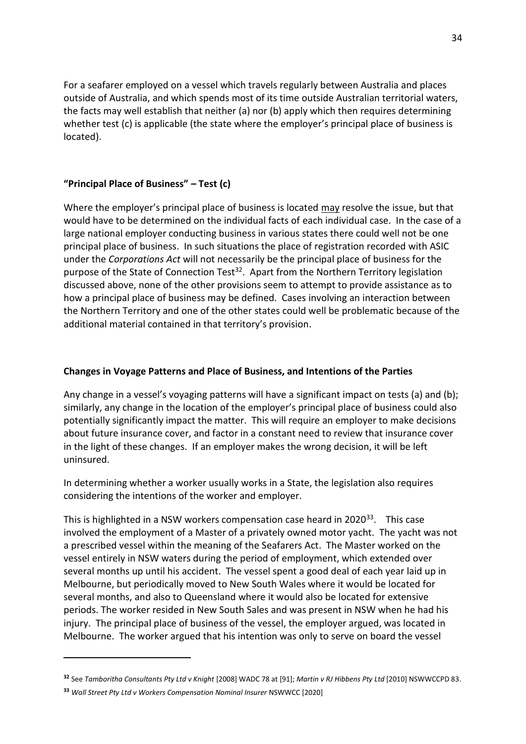For a seafarer employed on a vessel which travels regularly between Australia and places outside of Australia, and which spends most of its time outside Australian territorial waters, the facts may well establish that neither (a) nor (b) apply which then requires determining whether test (c) is applicable (the state where the employer's principal place of business is located).

**"Principal Place of Business" – Test (c)**

Where the employer's principal place of business is located <u>may</u> resolve the issue, but that would have to be determined on the individual facts of each individual case. In the case of a large national employer conducting business in various states there could well not be one principal place of business. In such situations the place of registration recorded with ASIC under the *Corporations Act* will not necessarily be the principal place of business for the purpose of the State of Connection Test[32]. Apart from the Northern Territory legislation discussed above, none of the other provisions seem to attempt to provide assistance as to how a principal place of business may be defined. Cases involving an interaction between the Northern Territory and one of the other states could well be problematic because of the additional material contained in that territory's provision.

**Changes in Voyage Patterns and Place of Business, and Intentions of the Parties**

Any change in a vessel's voyaging patterns will have a significant impact on tests (a) and (b); similarly, any change in the location of the employer's principal place of business could also potentially significantly impact the matter. This will require an employer to make decisions about future insurance cover, and factor in a constant need to review that insurance cover in the light of these changes. If an employer makes the wrong decision, it will be left uninsured.

In determining whether a worker usually works in a State, the legislation also requires considering the intentions of the worker and employer.

This is highlighted in a NSW workers compensation case heard in 2020[33]. This case involved the employment of a Master of a privately owned motor yacht. The yacht was not a prescribed vessel within the meaning of the Seafarers Act. The Master worked on the vessel entirely in NSW waters during the period of employment, which extended over several months up until his accident. The vessel spent a good deal of each year laid up in Melbourne, but periodically moved to New South Wales where it would be located for several months, and also to Queensland where it would also be located for extensive periods. The worker resided in New South Sales and was present in NSW when he had his injury. The principal place of business of the vessel, the employer argued, was located in Melbourne. The worker argued that his intention was only to serve on board the vessel

---

[32] See *Tamboritha Consultants Pty Ltd v Knight* [2008] WADC 78 at [91]; *Martin v RJ Hibbens Pty Ltd* [2010] NSWWCCPD 83.

[33] *Wall Street Pty Ltd v Workers Compensation Nominal Insurer* NSWWCC [2020]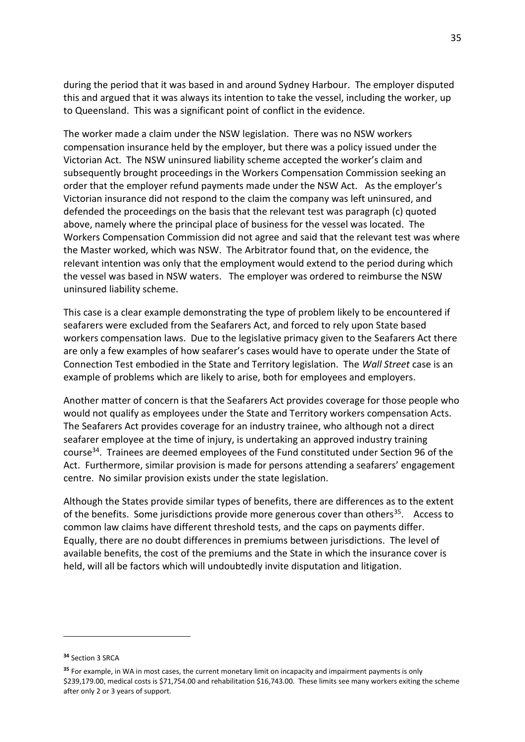during the period that it was based in and around Sydney Harbour. The employer disputed this and argued that it was always its intention to take the vessel, including the worker, up to Queensland. This was a significant point of conflict in the evidence.

The worker made a claim under the NSW legislation. There was no NSW workers compensation insurance held by the employer, but there was a policy issued under the Victorian Act. The NSW uninsured liability scheme accepted the worker's claim and subsequently brought proceedings in the Workers Compensation Commission seeking an order that the employer refund payments made under the NSW Act. As the employer's Victorian insurance did not respond to the claim the company was left uninsured, and defended the proceedings on the basis that the relevant test was paragraph (c) quoted above, namely where the principal place of business for the vessel was located. The Workers Compensation Commission did not agree and said that the relevant test was where the Master worked, which was NSW. The Arbitrator found that, on the evidence, the relevant intention was only that the employment would extend to the period during which the vessel was based in NSW waters. The employer was ordered to reimburse the NSW uninsured liability scheme.

This case is a clear example demonstrating the type of problem likely to be encountered if seafarers were excluded from the Seafarers Act, and forced to rely upon State based workers compensation laws. Due to the legislative primacy given to the Seafarers Act there are only a few examples of how seafarer's cases would have to operate under the State of Connection Test embodied in the State and Territory legislation. The *Wall Street* case is an example of problems which are likely to arise, both for employees and employers.

Another matter of concern is that the Seafarers Act provides coverage for those people who would not qualify as employees under the State and Territory workers compensation Acts. The Seafarers Act provides coverage for an industry trainee, who although not a direct seafarer employee at the time of injury, is undertaking an approved industry training course[34]. Trainees are deemed employees of the Fund constituted under Section 96 of the Act. Furthermore, similar provision is made for persons attending a seafarers' engagement centre. No similar provision exists under the state legislation.

Although the States provide similar types of benefits, there are differences as to the extent of the benefits. Some jurisdictions provide more generous cover than others[35]. Access to common law claims have different threshold tests, and the caps on payments differ. Equally, there are no doubt differences in premiums between jurisdictions. The level of available benefits, the cost of the premiums and the State in which the insurance cover is held, will all be factors which will undoubtedly invite disputation and litigation.

---

[34] Section 3 SRCA

[35] For example, in WA in most cases, the current monetary limit on incapacity and impairment payments is only \$239,179.00, medical costs is \$71,754.00 and rehabilitation \$16,743.00. These limits see many workers exiting the scheme after only 2 or 3 years of support.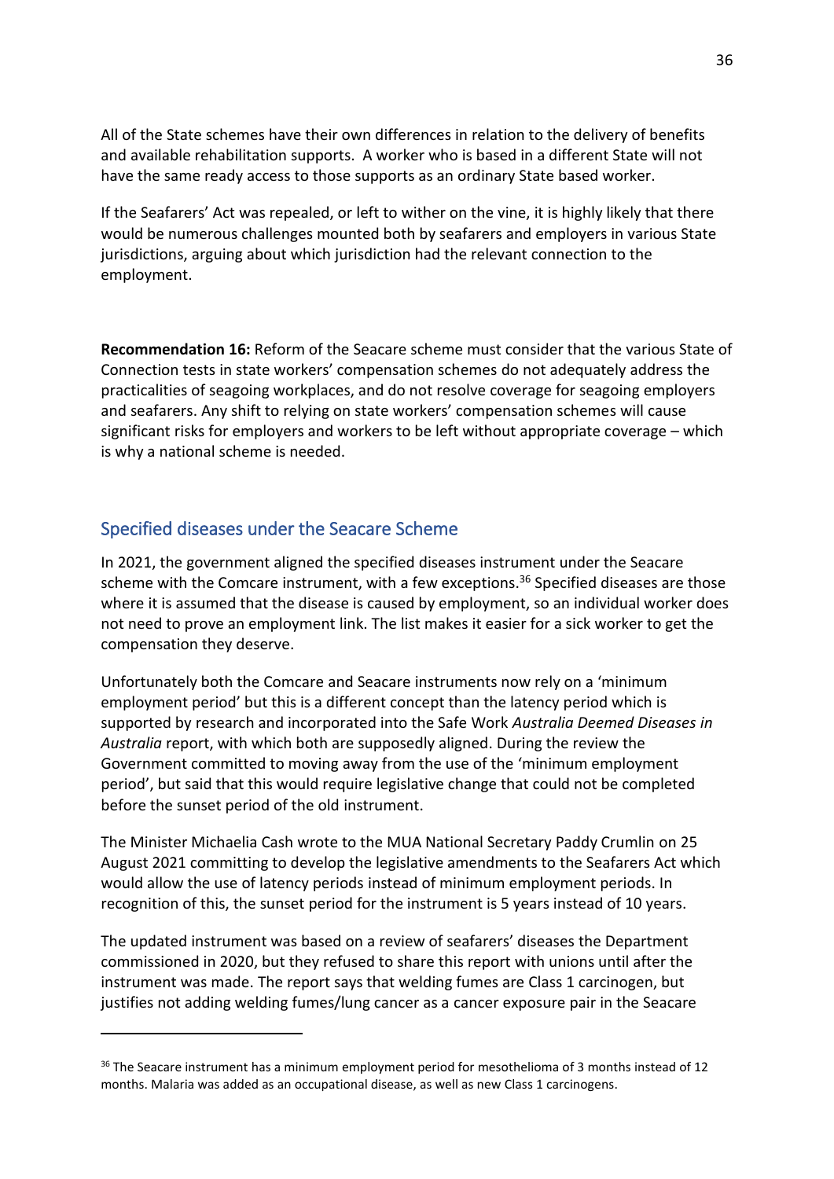All of the State schemes have their own differences in relation to the delivery of benefits and available rehabilitation supports. A worker who is based in a different State will not have the same ready access to those supports as an ordinary State based worker.

If the Seafarers' Act was repealed, or left to wither on the vine, it is highly likely that there would be numerous challenges mounted both by seafarers and employers in various State jurisdictions, arguing about which jurisdiction had the relevant connection to the employment.

**Recommendation 16:** Reform of the Seacare scheme must consider that the various State of Connection tests in state workers' compensation schemes do not adequately address the practicalities of seagoing workplaces, and do not resolve coverage for seagoing employers and seafarers. Any shift to relying on state workers' compensation schemes will cause significant risks for employers and workers to be left without appropriate coverage – which is why a national scheme is needed.

## Specified diseases under the Seacare Scheme

In 2021, the government aligned the specified diseases instrument under the Seacare scheme with the Comcare instrument, with a few exceptions.[36] Specified diseases are those where it is assumed that the disease is caused by employment, so an individual worker does not need to prove an employment link. The list makes it easier for a sick worker to get the compensation they deserve.

Unfortunately both the Comcare and Seacare instruments now rely on a 'minimum employment period' but this is a different concept than the latency period which is supported by research and incorporated into the Safe Work *Australia Deemed Diseases in Australia* report, with which both are supposedly aligned. During the review the Government committed to moving away from the use of the 'minimum employment period', but said that this would require legislative change that could not be completed before the sunset period of the old instrument.

The Minister Michaelia Cash wrote to the MUA National Secretary Paddy Crumlin on 25 August 2021 committing to develop the legislative amendments to the Seafarers Act which would allow the use of latency periods instead of minimum employment periods. In recognition of this, the sunset period for the instrument is 5 years instead of 10 years.

The updated instrument was based on a review of seafarers' diseases the Department commissioned in 2020, but they refused to share this report with unions until after the instrument was made. The report says that welding fumes are Class 1 carcinogen, but justifies not adding welding fumes/lung cancer as a cancer exposure pair in the Seacare

[36] The Seacare instrument has a minimum employment period for mesothelioma of 3 months instead of 12 months. Malaria was added as an occupational disease, as well as new Class 1 carcinogens.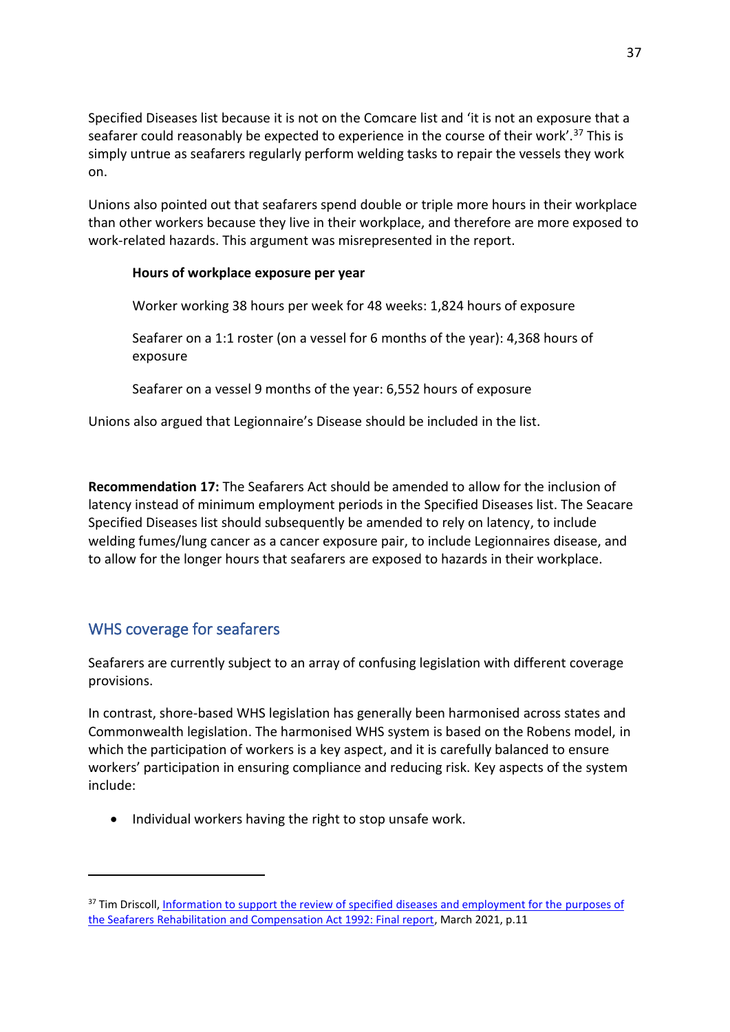Specified Diseases list because it is not on the Comcare list and 'it is not an exposure that a seafarer could reasonably be expected to experience in the course of their work'.[37] This is simply untrue as seafarers regularly perform welding tasks to repair the vessels they work on.

Unions also pointed out that seafarers spend double or triple more hours in their workplace than other workers because they live in their workplace, and therefore are more exposed to work-related hazards. This argument was misrepresented in the report.

> **Hours of workplace exposure per year**
>
> Worker working 38 hours per week for 48 weeks: 1,824 hours of exposure
>
> Seafarer on a 1:1 roster (on a vessel for 6 months of the year): 4,368 hours of exposure
>
> Seafarer on a vessel 9 months of the year: 6,552 hours of exposure

Unions also argued that Legionnaire's Disease should be included in the list.

**Recommendation 17:** The Seafarers Act should be amended to allow for the inclusion of latency instead of minimum employment periods in the Specified Diseases list. The Seacare Specified Diseases list should subsequently be amended to rely on latency, to include welding fumes/lung cancer as a cancer exposure pair, to include Legionnaires disease, and to allow for the longer hours that seafarers are exposed to hazards in their workplace.

## WHS coverage for seafarers

Seafarers are currently subject to an array of confusing legislation with different coverage provisions.

In contrast, shore-based WHS legislation has generally been harmonised across states and Commonwealth legislation. The harmonised WHS system is based on the Robens model, in which the participation of workers is a key aspect, and it is carefully balanced to ensure workers' participation in ensuring compliance and reducing risk. Key aspects of the system include:

- Individual workers having the right to stop unsafe work.

---

[37] Tim Driscoll, Information to support the review of specified diseases and employment for the purposes of the Seafarers Rehabilitation and Compensation Act 1992: Final report, March 2021, p.11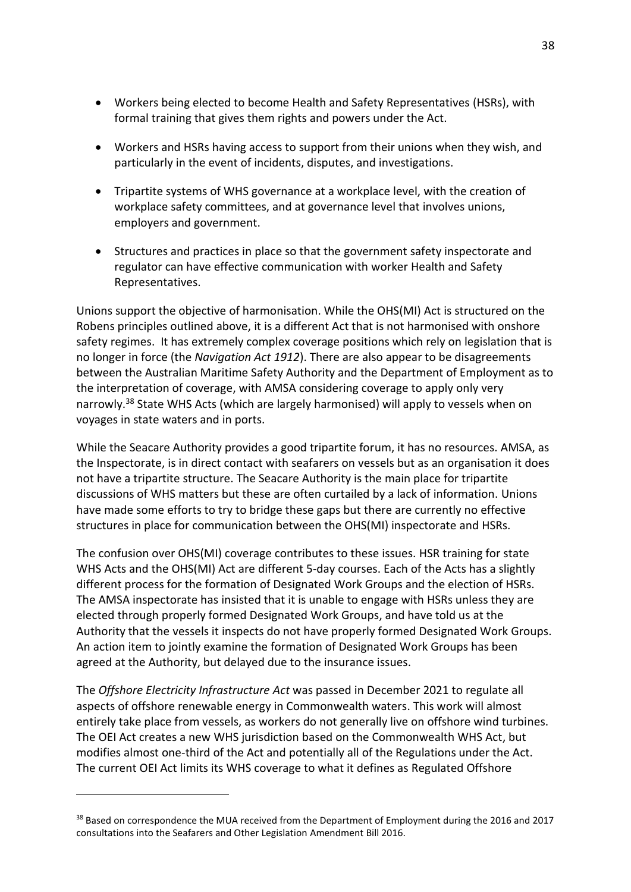- Workers being elected to become Health and Safety Representatives (HSRs), with formal training that gives them rights and powers under the Act.
- Workers and HSRs having access to support from their unions when they wish, and particularly in the event of incidents, disputes, and investigations.
- Tripartite systems of WHS governance at a workplace level, with the creation of workplace safety committees, and at governance level that involves unions, employers and government.
- Structures and practices in place so that the government safety inspectorate and regulator can have effective communication with worker Health and Safety Representatives.

Unions support the objective of harmonisation. While the OHS(MI) Act is structured on the Robens principles outlined above, it is a different Act that is not harmonised with onshore safety regimes. It has extremely complex coverage positions which rely on legislation that is no longer in force (the *Navigation Act 1912*). There are also appear to be disagreements between the Australian Maritime Safety Authority and the Department of Employment as to the interpretation of coverage, with AMSA considering coverage to apply only very narrowly.[38] State WHS Acts (which are largely harmonised) will apply to vessels when on voyages in state waters and in ports.

While the Seacare Authority provides a good tripartite forum, it has no resources. AMSA, as the Inspectorate, is in direct contact with seafarers on vessels but as an organisation it does not have a tripartite structure. The Seacare Authority is the main place for tripartite discussions of WHS matters but these are often curtailed by a lack of information. Unions have made some efforts to try to bridge these gaps but there are currently no effective structures in place for communication between the OHS(MI) inspectorate and HSRs.

The confusion over OHS(MI) coverage contributes to these issues. HSR training for state WHS Acts and the OHS(MI) Act are different 5-day courses. Each of the Acts has a slightly different process for the formation of Designated Work Groups and the election of HSRs. The AMSA inspectorate has insisted that it is unable to engage with HSRs unless they are elected through properly formed Designated Work Groups, and have told us at the Authority that the vessels it inspects do not have properly formed Designated Work Groups. An action item to jointly examine the formation of Designated Work Groups has been agreed at the Authority, but delayed due to the insurance issues.

The *Offshore Electricity Infrastructure Act* was passed in December 2021 to regulate all aspects of offshore renewable energy in Commonwealth waters. This work will almost entirely take place from vessels, as workers do not generally live on offshore wind turbines. The OEI Act creates a new WHS jurisdiction based on the Commonwealth WHS Act, but modifies almost one-third of the Act and potentially all of the Regulations under the Act. The current OEI Act limits its WHS coverage to what it defines as Regulated Offshore

---

[38] Based on correspondence the MUA received from the Department of Employment during the 2016 and 2017 consultations into the Seafarers and Other Legislation Amendment Bill 2016.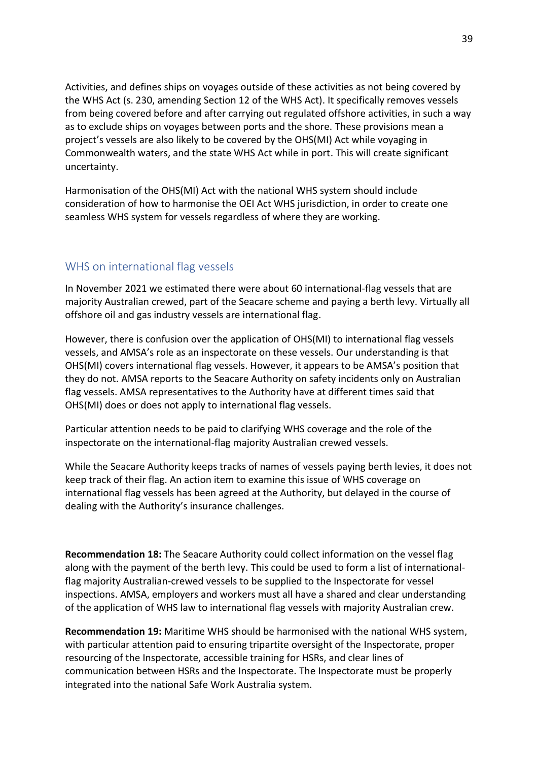Activities, and defines ships on voyages outside of these activities as not being covered by the WHS Act (s. 230, amending Section 12 of the WHS Act). It specifically removes vessels from being covered before and after carrying out regulated offshore activities, in such a way as to exclude ships on voyages between ports and the shore. These provisions mean a project's vessels are also likely to be covered by the OHS(MI) Act while voyaging in Commonwealth waters, and the state WHS Act while in port. This will create significant uncertainty.

Harmonisation of the OHS(MI) Act with the national WHS system should include consideration of how to harmonise the OEI Act WHS jurisdiction, in order to create one seamless WHS system for vessels regardless of where they are working.

## WHS on international flag vessels

In November 2021 we estimated there were about 60 international-flag vessels that are majority Australian crewed, part of the Seacare scheme and paying a berth levy. Virtually all offshore oil and gas industry vessels are international flag.

However, there is confusion over the application of OHS(MI) to international flag vessels vessels, and AMSA's role as an inspectorate on these vessels. Our understanding is that OHS(MI) covers international flag vessels. However, it appears to be AMSA's position that they do not. AMSA reports to the Seacare Authority on safety incidents only on Australian flag vessels. AMSA representatives to the Authority have at different times said that OHS(MI) does or does not apply to international flag vessels.

Particular attention needs to be paid to clarifying WHS coverage and the role of the inspectorate on the international-flag majority Australian crewed vessels.

While the Seacare Authority keeps tracks of names of vessels paying berth levies, it does not keep track of their flag. An action item to examine this issue of WHS coverage on international flag vessels has been agreed at the Authority, but delayed in the course of dealing with the Authority's insurance challenges.

**Recommendation 18:** The Seacare Authority could collect information on the vessel flag along with the payment of the berth levy. This could be used to form a list of international-flag majority Australian-crewed vessels to be supplied to the Inspectorate for vessel inspections. AMSA, employers and workers must all have a shared and clear understanding of the application of WHS law to international flag vessels with majority Australian crew.

**Recommendation 19:** Maritime WHS should be harmonised with the national WHS system, with particular attention paid to ensuring tripartite oversight of the Inspectorate, proper resourcing of the Inspectorate, accessible training for HSRs, and clear lines of communication between HSRs and the Inspectorate. The Inspectorate must be properly integrated into the national Safe Work Australia system.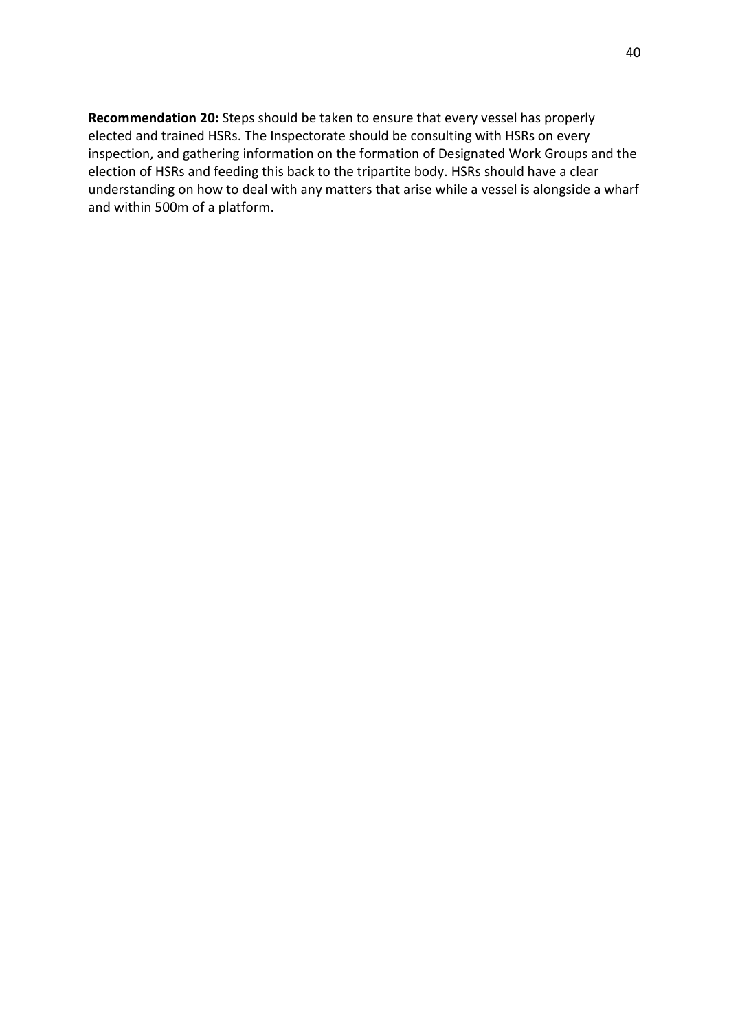**Recommendation 20:** Steps should be taken to ensure that every vessel has properly elected and trained HSRs. The Inspectorate should be consulting with HSRs on every inspection, and gathering information on the formation of Designated Work Groups and the election of HSRs and feeding this back to the tripartite body. HSRs should have a clear understanding on how to deal with any matters that arise while a vessel is alongside a wharf and within 500m of a platform.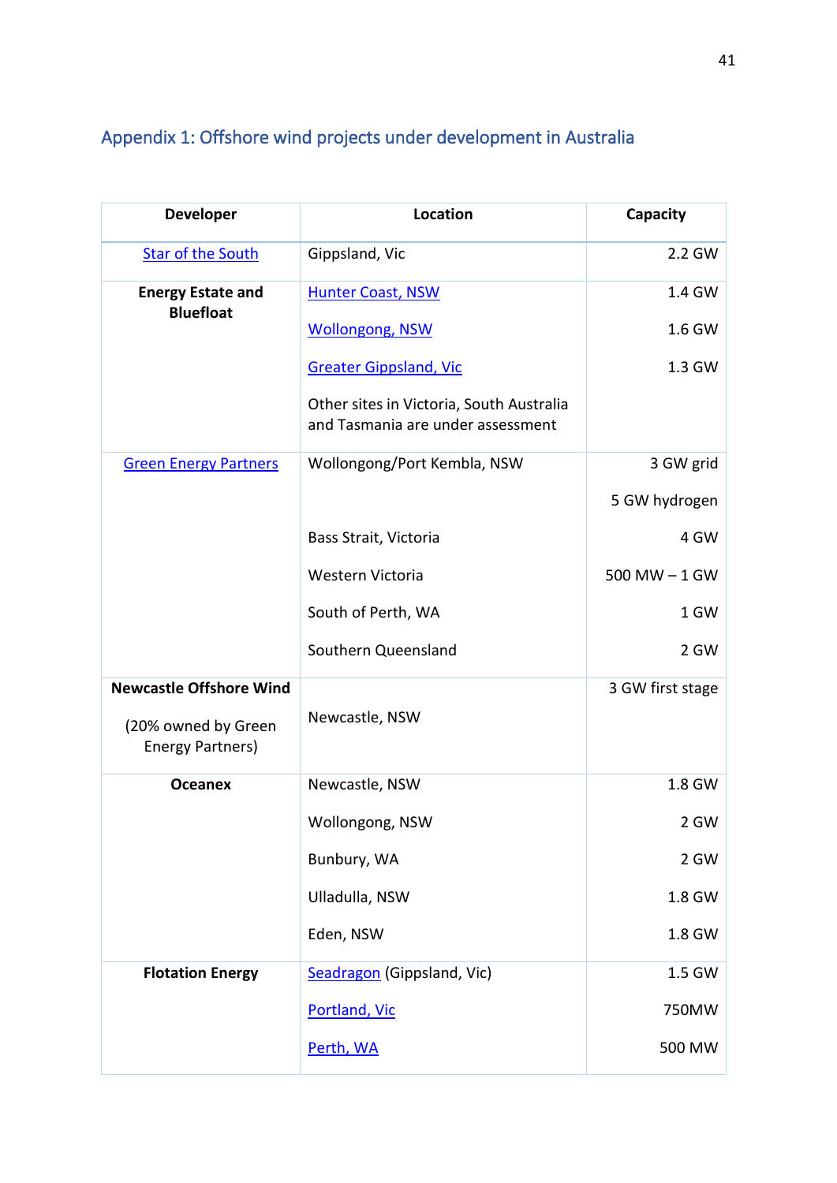## Appendix 1: Offshore wind projects under development in Australia

| Developer | Location | Capacity |
|---|---|---|
| Star of the South | Gippsland, Vic | 2.2 GW |
| **Energy Estate and Bluefloat** | Hunter Coast, NSW | 1.4 GW |
| | Wollongong, NSW | 1.6 GW |
| | Greater Gippsland, Vic | 1.3 GW |
| | Other sites in Victoria, South Australia and Tasmania are under assessment | |
| Green Energy Partners | Wollongong/Port Kembla, NSW | 3 GW grid |
| | | 5 GW hydrogen |
| | Bass Strait, Victoria | 4 GW |
| | Western Victoria | 500 MW – 1 GW |
| | South of Perth, WA | 1 GW |
| | Southern Queensland | 2 GW |
| **Newcastle Offshore Wind** (20% owned by Green Energy Partners) | Newcastle, NSW | 3 GW first stage |
| **Oceanex** | Newcastle, NSW | 1.8 GW |
| | Wollongong, NSW | 2 GW |
| | Bunbury, WA | 2 GW |
| | Ulladulla, NSW | 1.8 GW |
| | Eden, NSW | 1.8 GW |
| **Flotation Energy** | Seadragon (Gippsland, Vic) | 1.5 GW |
| | Portland, Vic | 750MW |
| | Perth, WA | 500 MW |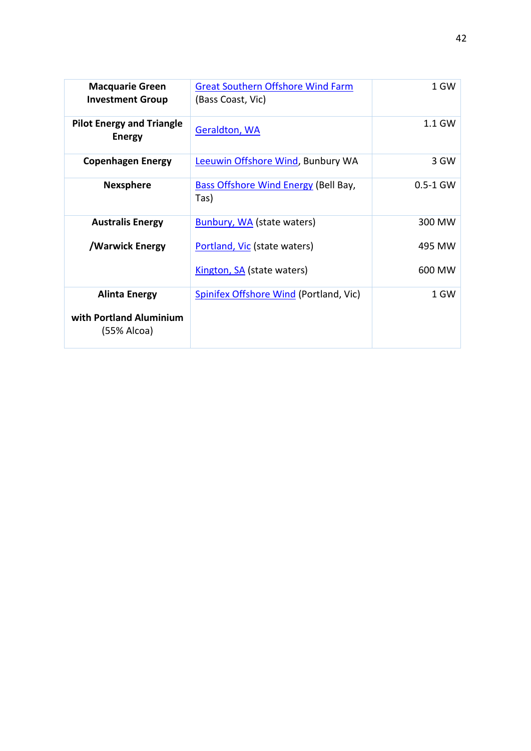| | | |
|---|---|---|
| **Macquarie Green Investment Group** | Great Southern Offshore Wind Farm (Bass Coast, Vic) | 1 GW |
| **Pilot Energy and Triangle Energy** | Geraldton, WA | 1.1 GW |
| **Copenhagen Energy** | Leeuwin Offshore Wind, Bunbury WA | 3 GW |
| **Nexsphere** | Bass Offshore Wind Energy (Bell Bay, Tas) | 0.5-1 GW |
| **Australis Energy /Warwick Energy** | Bunbury, WA (state waters)<br><br>Portland, Vic (state waters)<br><br>Kington, SA (state waters) | 300 MW<br><br>495 MW<br><br>600 MW |
| **Alinta Energy with Portland Aluminium** (55% Alcoa) | Spinifex Offshore Wind (Portland, Vic) | 1 GW |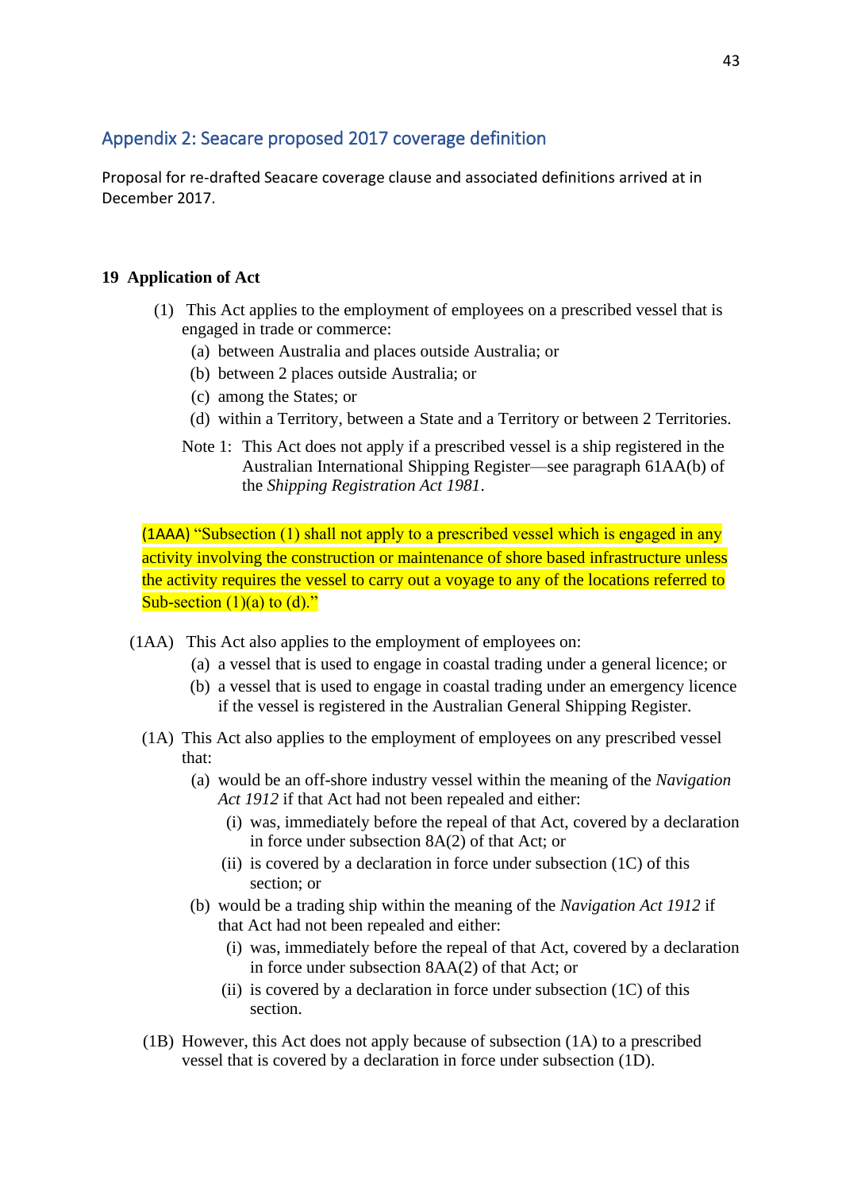## Appendix 2: Seacare proposed 2017 coverage definition

Proposal for re-drafted Seacare coverage clause and associated definitions arrived at in December 2017.

**19 Application of Act**

(1) This Act applies to the employment of employees on a prescribed vessel that is engaged in trade or commerce:

- (a) between Australia and places outside Australia; or
- (b) between 2 places outside Australia; or
- (c) among the States; or
- (d) within a Territory, between a State and a Territory or between 2 Territories.

Note 1: This Act does not apply if a prescribed vessel is a ship registered in the Australian International Shipping Register—see paragraph 61AA(b) of the *Shipping Registration Act 1981*.

(1AAA) "Subsection (1) shall not apply to a prescribed vessel which is engaged in any activity involving the construction or maintenance of shore based infrastructure unless the activity requires the vessel to carry out a voyage to any of the locations referred to Sub-section (1)(a) to (d)."

(1AA) This Act also applies to the employment of employees on:

- (a) a vessel that is used to engage in coastal trading under a general licence; or
- (b) a vessel that is used to engage in coastal trading under an emergency licence if the vessel is registered in the Australian General Shipping Register.

(1A) This Act also applies to the employment of employees on any prescribed vessel that:

- (a) would be an off-shore industry vessel within the meaning of the *Navigation Act 1912* if that Act had not been repealed and either:
  - (i) was, immediately before the repeal of that Act, covered by a declaration in force under subsection 8A(2) of that Act; or
  - (ii) is covered by a declaration in force under subsection (1C) of this section; or
- (b) would be a trading ship within the meaning of the *Navigation Act 1912* if that Act had not been repealed and either:
  - (i) was, immediately before the repeal of that Act, covered by a declaration in force under subsection 8AA(2) of that Act; or
  - (ii) is covered by a declaration in force under subsection (1C) of this section.

(1B) However, this Act does not apply because of subsection (1A) to a prescribed vessel that is covered by a declaration in force under subsection (1D).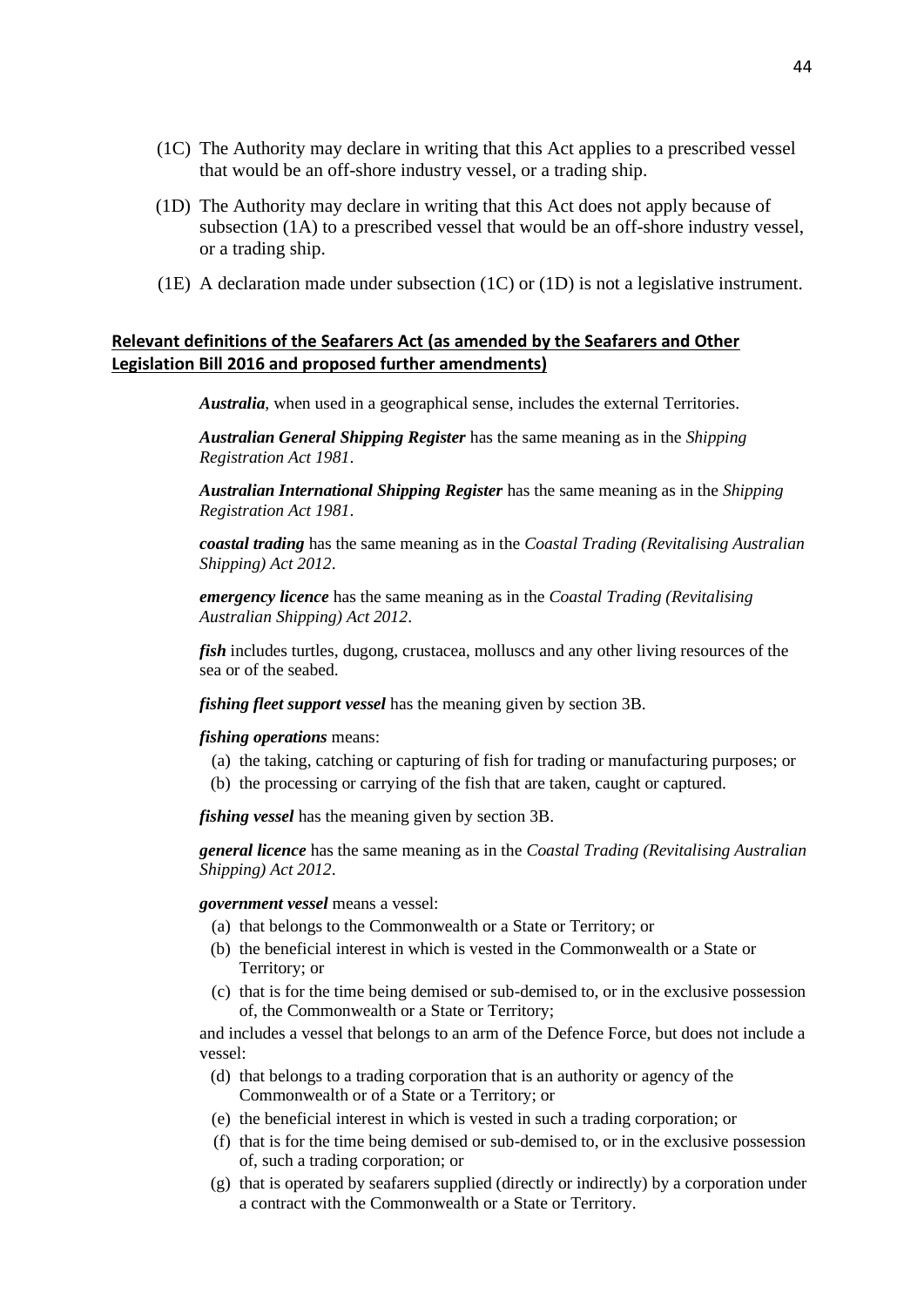(1C) The Authority may declare in writing that this Act applies to a prescribed vessel that would be an off-shore industry vessel, or a trading ship.

(1D) The Authority may declare in writing that this Act does not apply because of subsection (1A) to a prescribed vessel that would be an off-shore industry vessel, or a trading ship.

(1E) A declaration made under subsection (1C) or (1D) is not a legislative instrument.

**Relevant definitions of the Seafarers Act (as amended by the Seafarers and Other Legislation Bill 2016 and proposed further amendments)**

***Australia***, when used in a geographical sense, includes the external Territories.

***Australian General Shipping Register*** has the same meaning as in the *Shipping Registration Act 1981*.

***Australian International Shipping Register*** has the same meaning as in the *Shipping Registration Act 1981*.

***coastal trading*** has the same meaning as in the *Coastal Trading (Revitalising Australian Shipping) Act 2012*.

***emergency licence*** has the same meaning as in the *Coastal Trading (Revitalising Australian Shipping) Act 2012*.

***fish*** includes turtles, dugong, crustacea, molluscs and any other living resources of the sea or of the seabed.

***fishing fleet support vessel*** has the meaning given by section 3B.

***fishing operations*** means:

(a) the taking, catching or capturing of fish for trading or manufacturing purposes; or

(b) the processing or carrying of the fish that are taken, caught or captured.

***fishing vessel*** has the meaning given by section 3B.

***general licence*** has the same meaning as in the *Coastal Trading (Revitalising Australian Shipping) Act 2012*.

***government vessel*** means a vessel:

(a) that belongs to the Commonwealth or a State or Territory; or

(b) the beneficial interest in which is vested in the Commonwealth or a State or Territory; or

(c) that is for the time being demised or sub-demised to, or in the exclusive possession of, the Commonwealth or a State or Territory;

and includes a vessel that belongs to an arm of the Defence Force, but does not include a vessel:

(d) that belongs to a trading corporation that is an authority or agency of the Commonwealth or of a State or a Territory; or

(e) the beneficial interest in which is vested in such a trading corporation; or

(f) that is for the time being demised or sub-demised to, or in the exclusive possession of, such a trading corporation; or

(g) that is operated by seafarers supplied (directly or indirectly) by a corporation under a contract with the Commonwealth or a State or Territory.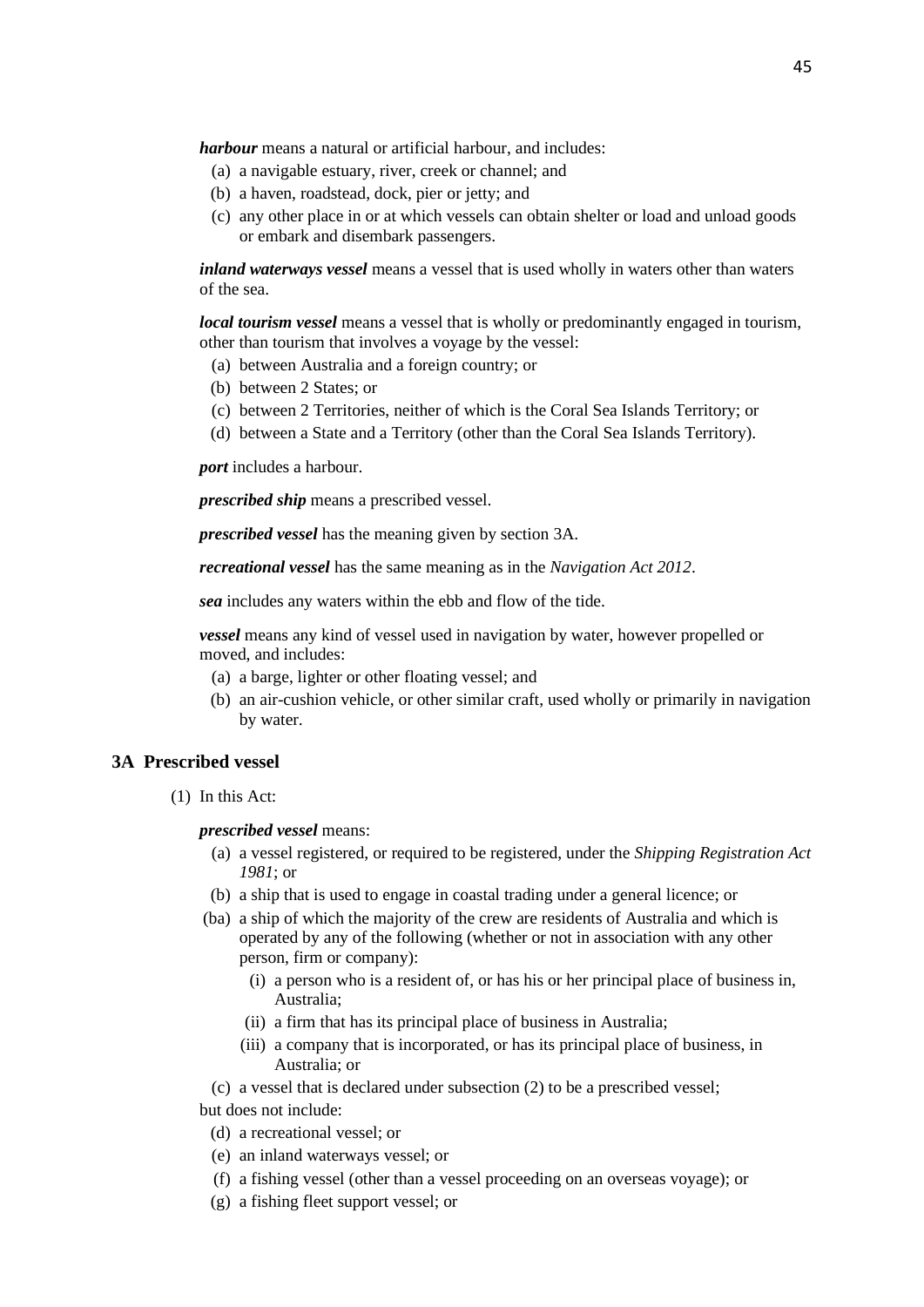***harbour*** means a natural or artificial harbour, and includes:

- (a) a navigable estuary, river, creek or channel; and
- (b) a haven, roadstead, dock, pier or jetty; and
- (c) any other place in or at which vessels can obtain shelter or load and unload goods or embark and disembark passengers.

***inland waterways vessel*** means a vessel that is used wholly in waters other than waters of the sea.

***local tourism vessel*** means a vessel that is wholly or predominantly engaged in tourism, other than tourism that involves a voyage by the vessel:

- (a) between Australia and a foreign country; or
- (b) between 2 States; or
- (c) between 2 Territories, neither of which is the Coral Sea Islands Territory; or
- (d) between a State and a Territory (other than the Coral Sea Islands Territory).

***port*** includes a harbour.

***prescribed ship*** means a prescribed vessel.

***prescribed vessel*** has the meaning given by section 3A.

***recreational vessel*** has the same meaning as in the *Navigation Act 2012*.

***sea*** includes any waters within the ebb and flow of the tide.

***vessel*** means any kind of vessel used in navigation by water, however propelled or moved, and includes:

- (a) a barge, lighter or other floating vessel; and
- (b) an air-cushion vehicle, or other similar craft, used wholly or primarily in navigation by water.

## 3A Prescribed vessel

(1) In this Act:

***prescribed vessel*** means:

- (a) a vessel registered, or required to be registered, under the *Shipping Registration Act 1981*; or
- (b) a ship that is used to engage in coastal trading under a general licence; or
- (ba) a ship of which the majority of the crew are residents of Australia and which is operated by any of the following (whether or not in association with any other person, firm or company):
  - (i) a person who is a resident of, or has his or her principal place of business in, Australia;
  - (ii) a firm that has its principal place of business in Australia;
  - (iii) a company that is incorporated, or has its principal place of business, in Australia; or
- (c) a vessel that is declared under subsection (2) to be a prescribed vessel;

but does not include:

- (d) a recreational vessel; or
- (e) an inland waterways vessel; or
- (f) a fishing vessel (other than a vessel proceeding on an overseas voyage); or
- (g) a fishing fleet support vessel; or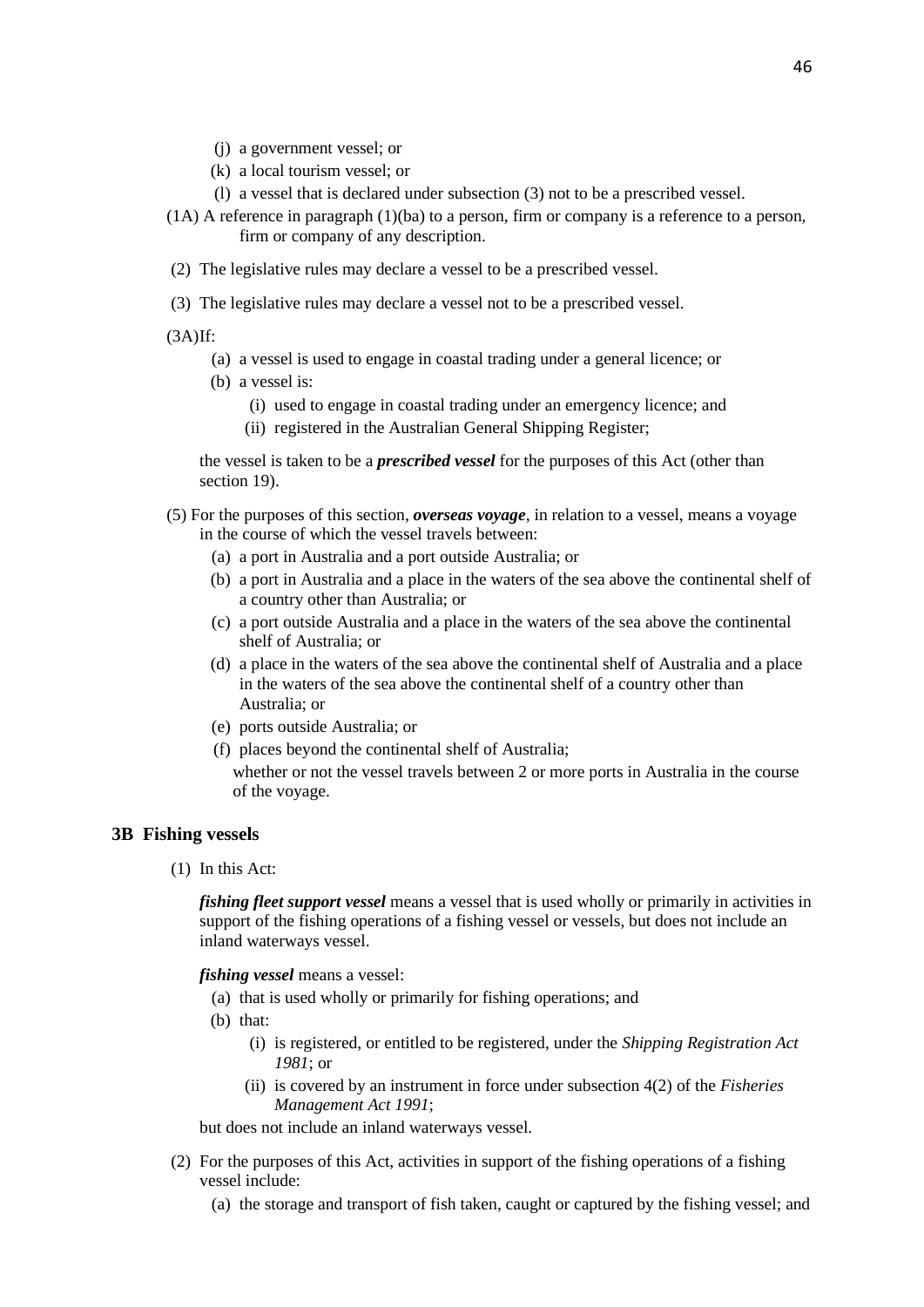(j) a government vessel; or

(k) a local tourism vessel; or

(l) a vessel that is declared under subsection (3) not to be a prescribed vessel.

(1A) A reference in paragraph (1)(ba) to a person, firm or company is a reference to a person, firm or company of any description.

(2) The legislative rules may declare a vessel to be a prescribed vessel.

(3) The legislative rules may declare a vessel not to be a prescribed vessel.

(3A)If:

(a) a vessel is used to engage in coastal trading under a general licence; or

(b) a vessel is:

(i) used to engage in coastal trading under an emergency licence; and

(ii) registered in the Australian General Shipping Register;

the vessel is taken to be a ***prescribed vessel*** for the purposes of this Act (other than section 19).

(5) For the purposes of this section, ***overseas voyage***, in relation to a vessel, means a voyage in the course of which the vessel travels between:

(a) a port in Australia and a port outside Australia; or

(b) a port in Australia and a place in the waters of the sea above the continental shelf of a country other than Australia; or

(c) a port outside Australia and a place in the waters of the sea above the continental shelf of Australia; or

(d) a place in the waters of the sea above the continental shelf of Australia and a place in the waters of the sea above the continental shelf of a country other than Australia; or

(e) ports outside Australia; or

(f) places beyond the continental shelf of Australia;

whether or not the vessel travels between 2 or more ports in Australia in the course of the voyage.

### 3B Fishing vessels

(1) In this Act:

***fishing fleet support vessel*** means a vessel that is used wholly or primarily in activities in support of the fishing operations of a fishing vessel or vessels, but does not include an inland waterways vessel.

***fishing vessel*** means a vessel:

(a) that is used wholly or primarily for fishing operations; and

(b) that:

(i) is registered, or entitled to be registered, under the *Shipping Registration Act 1981*; or

(ii) is covered by an instrument in force under subsection 4(2) of the *Fisheries Management Act 1991*;

but does not include an inland waterways vessel.

(2) For the purposes of this Act, activities in support of the fishing operations of a fishing vessel include:

(a) the storage and transport of fish taken, caught or captured by the fishing vessel; and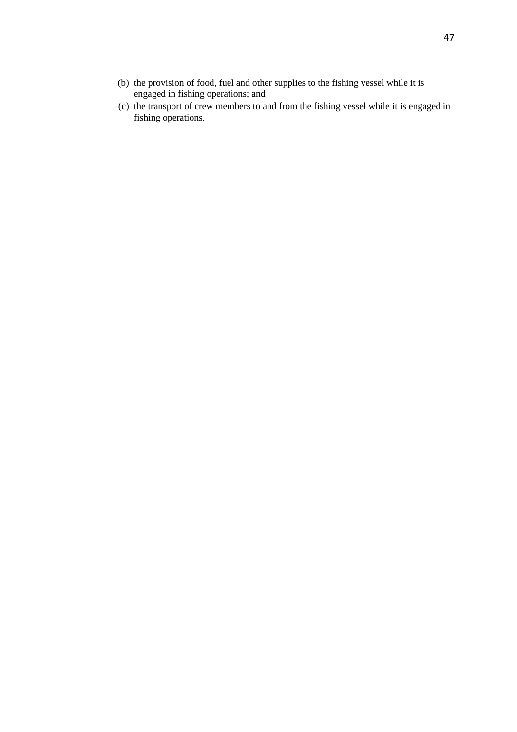(b) the provision of food, fuel and other supplies to the fishing vessel while it is engaged in fishing operations; and

(c) the transport of crew members to and from the fishing vessel while it is engaged in fishing operations.